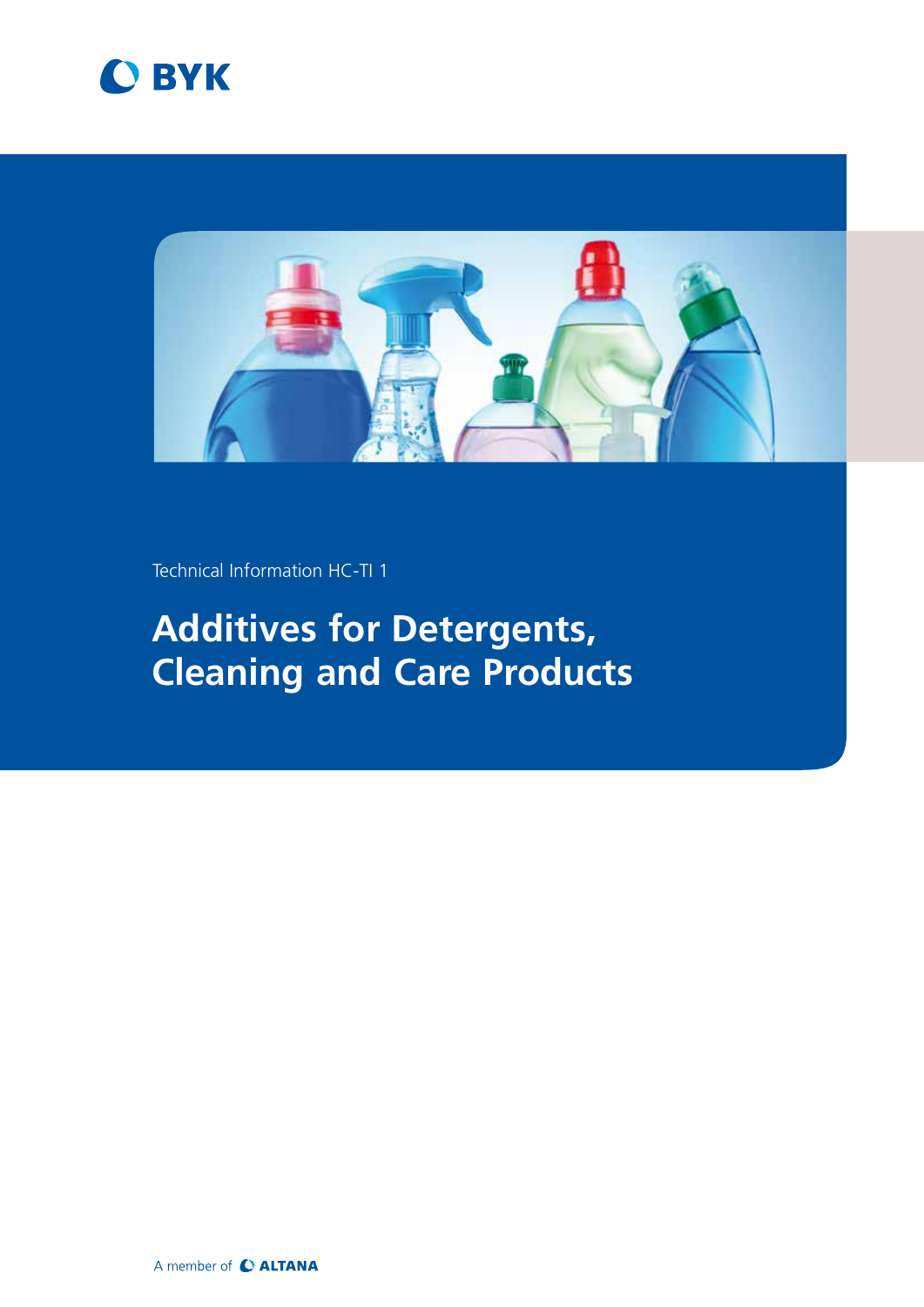BYK

Technical Information HC-TI 1

# Additives for Detergents, Cleaning and Care Products

A member of ALTANA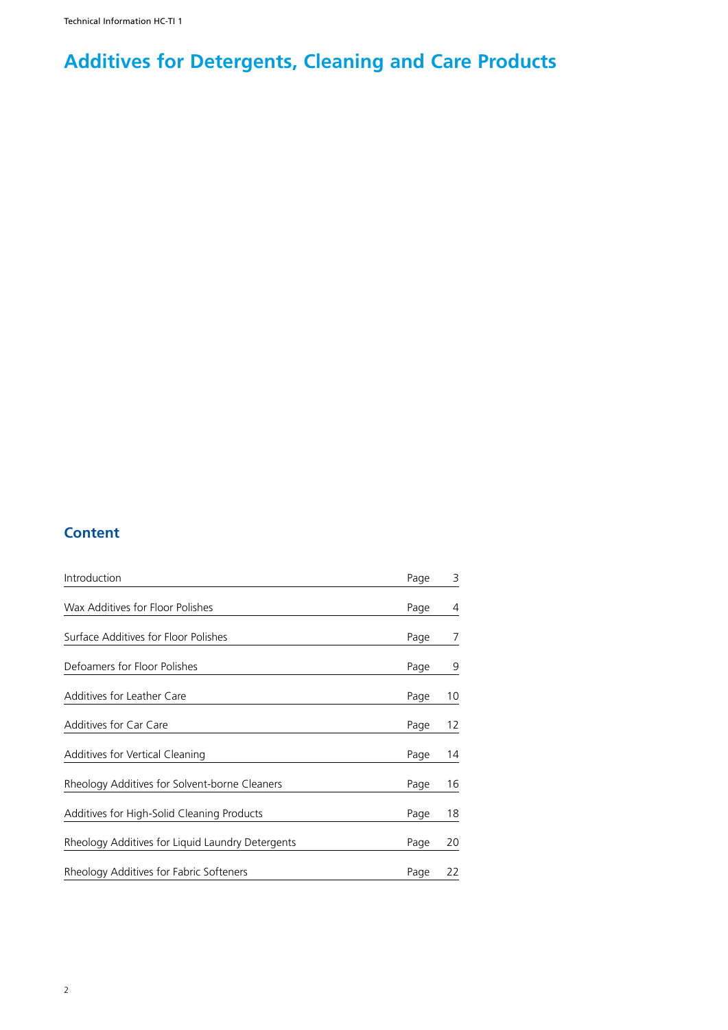# Additives for Detergents, Cleaning and Care Products

## Content

| | | |
|---|---|---|
| Introduction | Page | 3 |
| Wax Additives for Floor Polishes | Page | 4 |
| Surface Additives for Floor Polishes | Page | 7 |
| Defoamers for Floor Polishes | Page | 9 |
| Additives for Leather Care | Page | 10 |
| Additives for Car Care | Page | 12 |
| Additives for Vertical Cleaning | Page | 14 |
| Rheology Additives for Solvent-borne Cleaners | Page | 16 |
| Additives for High-Solid Cleaning Products | Page | 18 |
| Rheology Additives for Liquid Laundry Detergents | Page | 20 |
| Rheology Additives for Fabric Softeners | Page | 22 |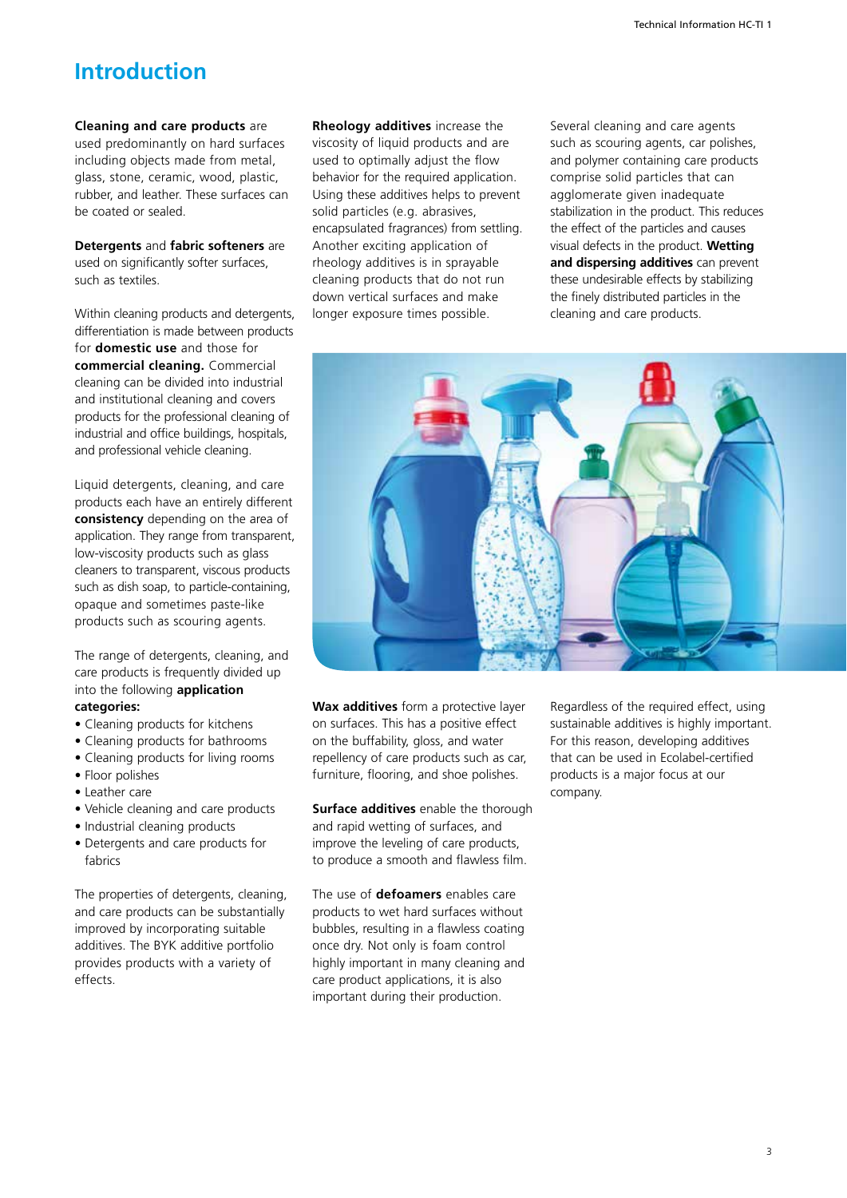# Introduction

**Cleaning and care products** are used predominantly on hard surfaces including objects made from metal, glass, stone, ceramic, wood, plastic, rubber, and leather. These surfaces can be coated or sealed.

**Detergents** and **fabric softeners** are used on significantly softer surfaces, such as textiles.

Within cleaning products and detergents, differentiation is made between products for **domestic use** and those for **commercial cleaning.** Commercial cleaning can be divided into industrial and institutional cleaning and covers products for the professional cleaning of industrial and office buildings, hospitals, and professional vehicle cleaning.

Liquid detergents, cleaning, and care products each have an entirely different **consistency** depending on the area of application. They range from transparent, low-viscosity products such as glass cleaners to transparent, viscous products such as dish soap, to particle-containing, opaque and sometimes paste-like products such as scouring agents.

The range of detergents, cleaning, and care products is frequently divided up into the following **application categories:**

- Cleaning products for kitchens
- Cleaning products for bathrooms
- Cleaning products for living rooms
- Floor polishes
- Leather care
- Vehicle cleaning and care products
- Industrial cleaning products
- Detergents and care products for fabrics

The properties of detergents, cleaning, and care products can be substantially improved by incorporating suitable additives. The BYK additive portfolio provides products with a variety of effects.

**Rheology additives** increase the viscosity of liquid products and are used to optimally adjust the flow behavior for the required application. Using these additives helps to prevent solid particles (e.g. abrasives, encapsulated fragrances) from settling. Another exciting application of rheology additives is in sprayable cleaning products that do not run down vertical surfaces and make longer exposure times possible.

Several cleaning and care agents such as scouring agents, car polishes, and polymer containing care products comprise solid particles that can agglomerate given inadequate stabilization in the product. This reduces the effect of the particles and causes visual defects in the product. **Wetting and dispersing additives** can prevent these undesirable effects by stabilizing the finely distributed particles in the cleaning and care products.

**Wax additives** form a protective layer on surfaces. This has a positive effect on the buffability, gloss, and water repellency of care products such as car, furniture, flooring, and shoe polishes.

**Surface additives** enable the thorough and rapid wetting of surfaces, and improve the leveling of care products, to produce a smooth and flawless film.

The use of **defoamers** enables care products to wet hard surfaces without bubbles, resulting in a flawless coating once dry. Not only is foam control highly important in many cleaning and care product applications, it is also important during their production.

Regardless of the required effect, using sustainable additives is highly important. For this reason, developing additives that can be used in Ecolabel-certified products is a major focus at our company.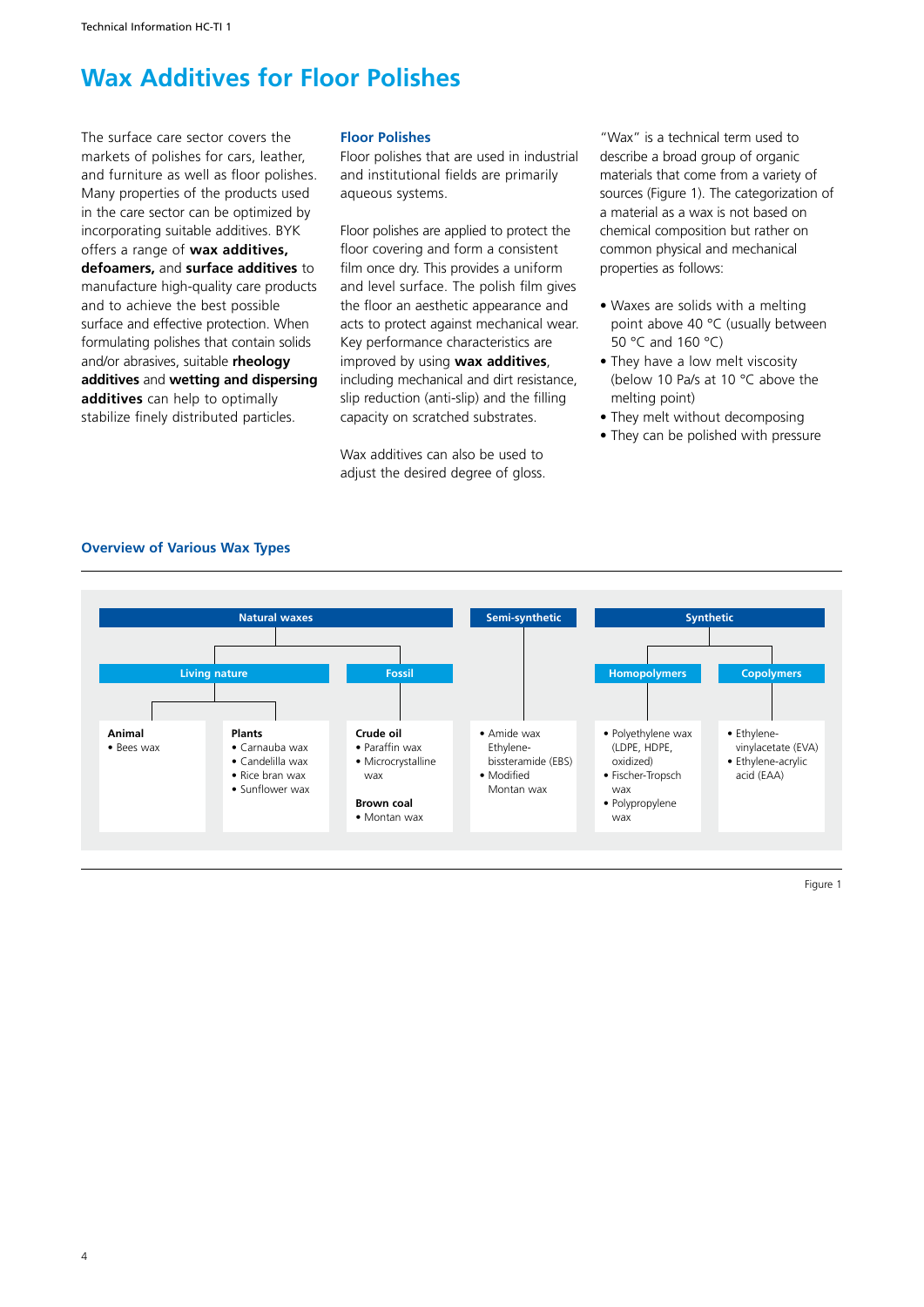# Wax Additives for Floor Polishes

The surface care sector covers the markets of polishes for cars, leather, and furniture as well as floor polishes. Many properties of the products used in the care sector can be optimized by incorporating suitable additives. BYK offers a range of **wax additives, defoamers,** and **surface additives** to manufacture high-quality care products and to achieve the best possible surface and effective protection. When formulating polishes that contain solids and/or abrasives, suitable **rheology additives** and **wetting and dispersing additives** can help to optimally stabilize finely distributed particles.

### Floor Polishes

Floor polishes that are used in industrial and institutional fields are primarily aqueous systems.

Floor polishes are applied to protect the floor covering and form a consistent film once dry. This provides a uniform and level surface. The polish film gives the floor an aesthetic appearance and acts to protect against mechanical wear. Key performance characteristics are improved by using **wax additives**, including mechanical and dirt resistance, slip reduction (anti-slip) and the filling capacity on scratched substrates.

Wax additives can also be used to adjust the desired degree of gloss.

"Wax" is a technical term used to describe a broad group of organic materials that come from a variety of sources (Figure 1). The categorization of a material as a wax is not based on chemical composition but rather on common physical and mechanical properties as follows:

- Waxes are solids with a melting point above 40 °C (usually between 50 °C and 160 °C)
- They have a low melt viscosity (below 10 Pa/s at 10 °C above the melting point)
- They melt without decomposing
- They can be polished with pressure

### Overview of Various Wax Types

| Natural waxes | | | Semi-synthetic | Synthetic | |
|---|---|---|---|---|---|
| Living nature | | Fossil | | Homopolymers | Copolymers |
| **Animal**<br>• Bees wax | **Plants**<br>• Carnauba wax<br>• Candelilla wax<br>• Rice bran wax<br>• Sunflower wax | **Crude oil**<br>• Paraffin wax<br>• Microcrystalline wax<br><br>**Brown coal**<br>• Montan wax | • Amide wax Ethylene-bissteramide (EBS)<br>• Modified Montan wax | • Polyethylene wax (LDPE, HDPE, oxidized)<br>• Fischer-Tropsch wax<br>• Polypropylene wax | • Ethylene-vinylacetate (EVA)<br>• Ethylene-acrylic acid (EAA) |

Figure 1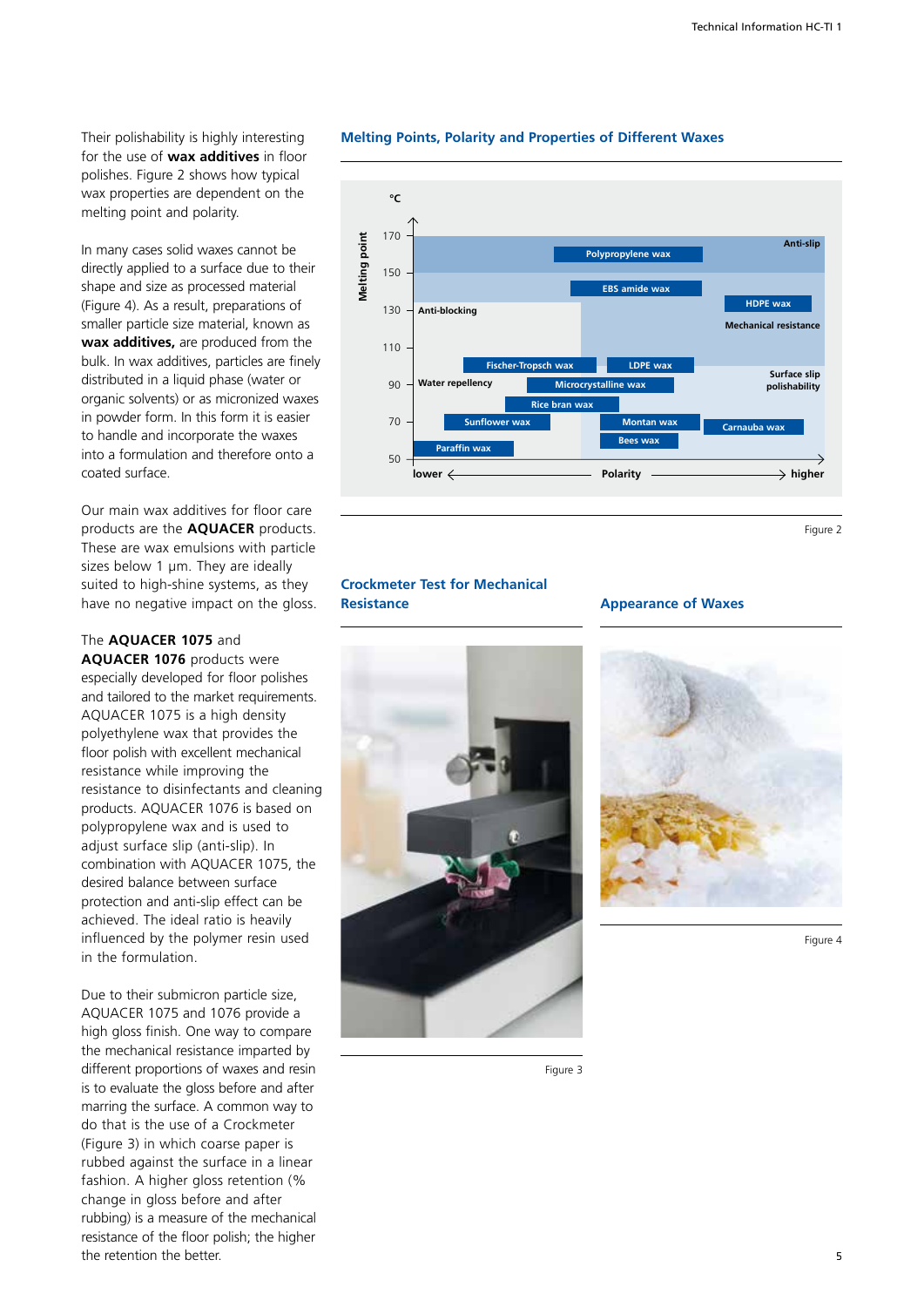Their polishability is highly interesting for the use of **wax additives** in floor polishes. Figure 2 shows how typical wax properties are dependent on the melting point and polarity.

In many cases solid waxes cannot be directly applied to a surface due to their shape and size as processed material (Figure 4). As a result, preparations of smaller particle size material, known as **wax additives,** are produced from the bulk. In wax additives, particles are finely distributed in a liquid phase (water or organic solvents) or as micronized waxes in powder form. In this form it is easier to handle and incorporate the waxes into a formulation and therefore onto a coated surface.

Our main wax additives for floor care products are the **AQUACER** products. These are wax emulsions with particle sizes below 1 µm. They are ideally suited to high-shine systems, as they have no negative impact on the gloss.

The **AQUACER 1075** and **AQUACER 1076** products were especially developed for floor polishes and tailored to the market requirements. AQUACER 1075 is a high density polyethylene wax that provides the floor polish with excellent mechanical resistance while improving the resistance to disinfectants and cleaning products. AQUACER 1076 is based on polypropylene wax and is used to adjust surface slip (anti-slip). In combination with AQUACER 1075, the desired balance between surface protection and anti-slip effect can be achieved. The ideal ratio is heavily influenced by the polymer resin used in the formulation.

Due to their submicron particle size, AQUACER 1075 and 1076 provide a high gloss finish. One way to compare the mechanical resistance imparted by different proportions of waxes and resin is to evaluate the gloss before and after marring the surface. A common way to do that is the use of a Crockmeter (Figure 3) in which coarse paper is rubbed against the surface in a linear fashion. A higher gloss retention (% change in gloss before and after rubbing) is a measure of the mechanical resistance of the floor polish; the higher the retention the better.

## Melting Points, Polarity and Properties of Different Waxes

Melting point (°C) vs. Polarity (lower → higher)

- Anti-blocking; Anti-slip; Mechanical resistance; Water repellency; Surface slip polishability
- Polypropylene wax, EBS amide wax, HDPE wax, Fischer-Tropsch wax, LDPE wax, Microcrystalline wax, Rice bran wax, Sunflower wax, Montan wax, Carnauba wax, Bees wax, Paraffin wax

Figure 2

## Crockmeter Test for Mechanical Resistance

Figure 3

## Appearance of Waxes

Figure 4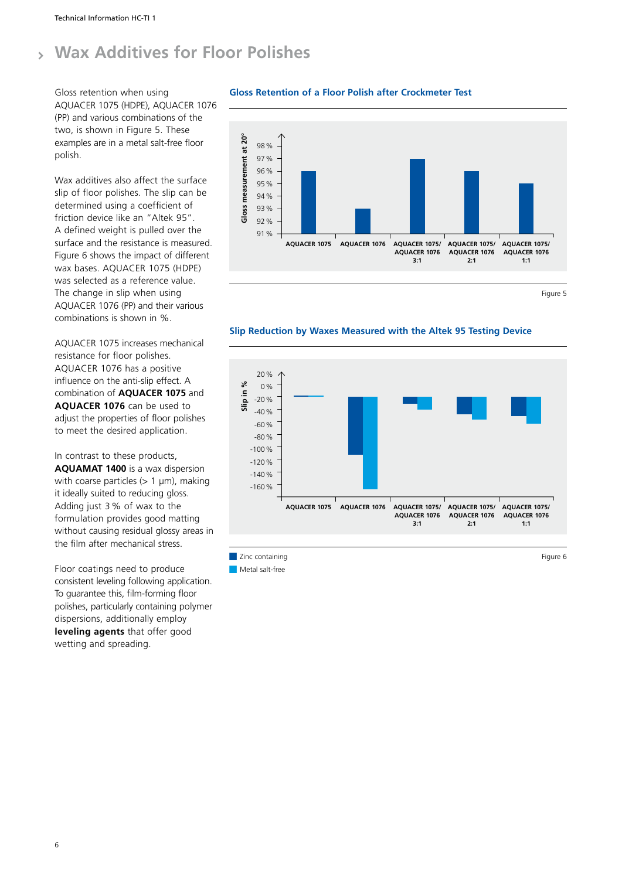# Wax Additives for Floor Polishes

Gloss retention when using AQUACER 1075 (HDPE), AQUACER 1076 (PP) and various combinations of the two, is shown in Figure 5. These examples are in a metal salt-free floor polish.

Wax additives also affect the surface slip of floor polishes. The slip can be determined using a coefficient of friction device like an "Altek 95". A defined weight is pulled over the surface and the resistance is measured. Figure 6 shows the impact of different wax bases. AQUACER 1075 (HDPE) was selected as a reference value. The change in slip when using AQUACER 1076 (PP) and their various combinations is shown in %.

AQUACER 1075 increases mechanical resistance for floor polishes. AQUACER 1076 has a positive influence on the anti-slip effect. A combination of **AQUACER 1075** and **AQUACER 1076** can be used to adjust the properties of floor polishes to meet the desired application.

In contrast to these products, **AQUAMAT 1400** is a wax dispersion with coarse particles (> 1 µm), making it ideally suited to reducing gloss. Adding just 3 % of wax to the formulation provides good matting without causing residual glossy areas in the film after mechanical stress.

Floor coatings need to produce consistent leveling following application. To guarantee this, film-forming floor polishes, particularly containing polymer dispersions, additionally employ **leveling agents** that offer good wetting and spreading.

### Gloss Retention of a Floor Polish after Crockmeter Test

| | Gloss measurement at 20° |
|---|---|
| AQUACER 1075 | 96 % |
| AQUACER 1076 | 93 % |
| AQUACER 1075/ AQUACER 1076 3:1 | 97 % |
| AQUACER 1075/ AQUACER 1076 2:1 | 96 % |
| AQUACER 1075/ AQUACER 1076 1:1 | 95 % |

Figure 5

### Slip Reduction by Waxes Measured with the Altek 95 Testing Device

| | Slip in % – Zinc containing | Slip in % – Metal salt-free |
|---|---|---|
| AQUACER 1075 | ~0 % | ~0 % |
| AQUACER 1076 | ~-92 % | ~-147 % |
| AQUACER 1075/ AQUACER 1076 3:1 | ~-10 % | ~-20 % |
| AQUACER 1075/ AQUACER 1076 2:1 | ~-27 % | ~-36 % |
| AQUACER 1075/ AQUACER 1076 1:1 | ~-31 % | ~-42 % |

Zinc containing
Metal salt-free

Figure 6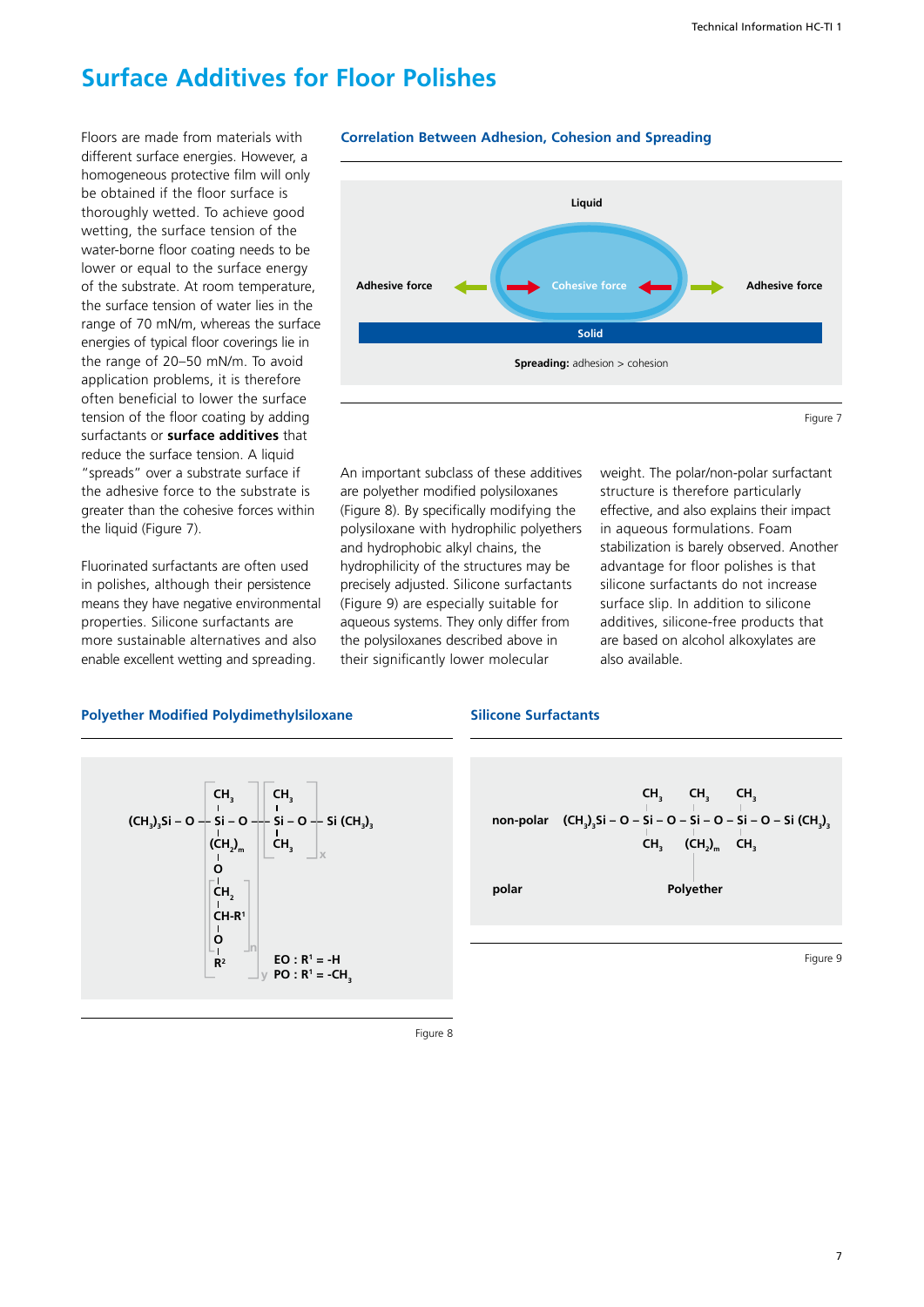# Surface Additives for Floor Polishes

Floors are made from materials with different surface energies. However, a homogeneous protective film will only be obtained if the floor surface is thoroughly wetted. To achieve good wetting, the surface tension of the water-borne floor coating needs to be lower or equal to the surface energy of the substrate. At room temperature, the surface tension of water lies in the range of 70 mN/m, whereas the surface energies of typical floor coverings lie in the range of 20–50 mN/m. To avoid application problems, it is therefore often beneficial to lower the surface tension of the floor coating by adding surfactants or **surface additives** that reduce the surface tension. A liquid "spreads" over a substrate surface if the adhesive force to the substrate is greater than the cohesive forces within the liquid (Figure 7).

Fluorinated surfactants are often used in polishes, although their persistence means they have negative environmental properties. Silicone surfactants are more sustainable alternatives and also enable excellent wetting and spreading.

### Correlation Between Adhesion, Cohesion and Spreading

Liquid

Adhesive force ← → Cohesive force ← → Adhesive force

Solid

**Spreading:** adhesion > cohesion

Figure 7

An important subclass of these additives are polyether modified polysiloxanes (Figure 8). By specifically modifying the polysiloxane with hydrophilic polyethers and hydrophobic alkyl chains, the hydrophilicity of the structures may be precisely adjusted. Silicone surfactants (Figure 9) are especially suitable for aqueous systems. They only differ from the polysiloxanes described above in their significantly lower molecular weight. The polar/non-polar surfactant structure is therefore particularly effective, and also explains their impact in aqueous formulations. Foam stabilization is barely observed. Another advantage for floor polishes is that silicone surfactants do not increase surface slip. In addition to silicone additives, silicone-free products that are based on alcohol alkoxylates are also available.

### Polyether Modified Polydimethylsiloxane

$$(CH_3)_3Si-O-\left[\begin{array}{c}CH_3\\|\\Si-O\\|\\(CH_2)_m\\|\\O\\|\\ \left[\begin{array}{c}CH_2\\|\\CH\text{-}R^1\\|\\O\end{array}\right]_n\\|\\R^2\end{array}\right]_y-\left[\begin{array}{c}CH_3\\|\\Si-O\\|\\CH_3\end{array}\right]_x-Si(CH_3)_3$$

EO : $R^1$ = -H
PO : $R^1$ = -$CH_3$

Figure 8

### Silicone Surfactants

non-polar: $(CH_3)_3Si-O-Si(CH_3)_2-O-Si(CH_3)((CH_2)_m\text{-Polyether})-O-Si(CH_3)_2-O-Si(CH_3)_3$

polar: Polyether

Figure 9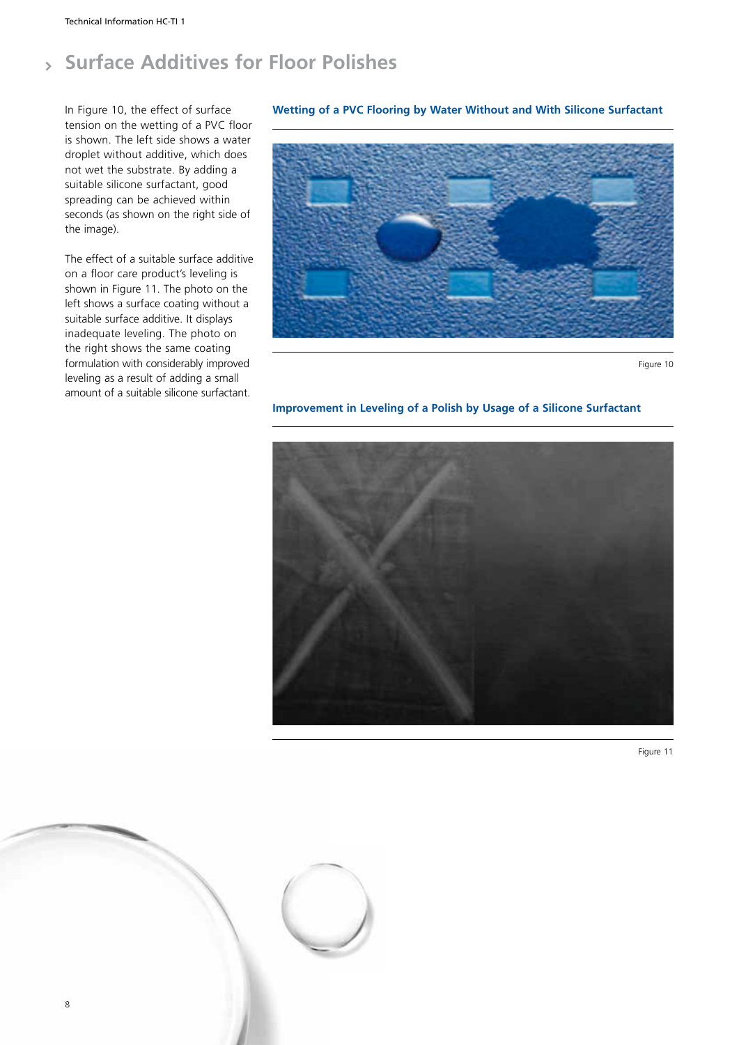# Surface Additives for Floor Polishes

In Figure 10, the effect of surface tension on the wetting of a PVC floor is shown. The left side shows a water droplet without additive, which does not wet the substrate. By adding a suitable silicone surfactant, good spreading can be achieved within seconds (as shown on the right side of the image).

The effect of a suitable surface additive on a floor care product's leveling is shown in Figure 11. The photo on the left shows a surface coating without a suitable surface additive. It displays inadequate leveling. The photo on the right shows the same coating formulation with considerably improved leveling as a result of adding a small amount of a suitable silicone surfactant.

**Wetting of a PVC Flooring by Water Without and With Silicone Surfactant**

Figure 10

**Improvement in Leveling of a Polish by Usage of a Silicone Surfactant**

Figure 11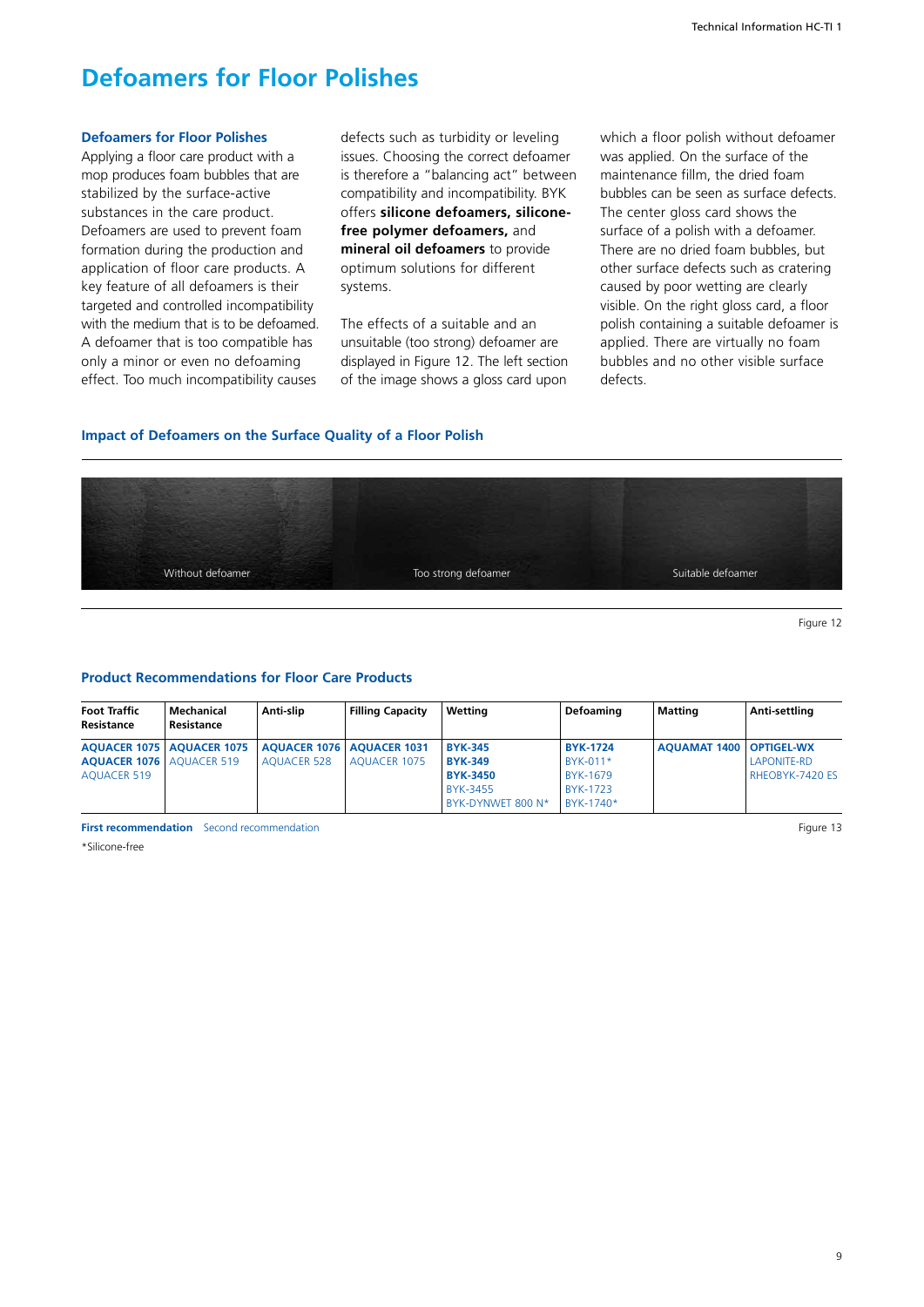# Defoamers for Floor Polishes

### Defoamers for Floor Polishes

Applying a floor care product with a mop produces foam bubbles that are stabilized by the surface-active substances in the care product. Defoamers are used to prevent foam formation during the production and application of floor care products. A key feature of all defoamers is their targeted and controlled incompatibility with the medium that is to be defoamed. A defoamer that is too compatible has only a minor or even no defoaming effect. Too much incompatibility causes defects such as turbidity or leveling issues. Choosing the correct defoamer is therefore a "balancing act" between compatibility and incompatibility. BYK offers **silicone defoamers, silicone-free polymer defoamers,** and **mineral oil defoamers** to provide optimum solutions for different systems.

The effects of a suitable and an unsuitable (too strong) defoamer are displayed in Figure 12. The left section of the image shows a gloss card upon which a floor polish without defoamer was applied. On the surface of the maintenance fillm, the dried foam bubbles can be seen as surface defects. The center gloss card shows the surface of a polish with a defoamer. There are no dried foam bubbles, but other surface defects such as cratering caused by poor wetting are clearly visible. On the right gloss card, a floor polish containing a suitable defoamer is applied. There are virtually no foam bubbles and no other visible surface defects.

### Impact of Defoamers on the Surface Quality of a Floor Polish

Without defoamer | Too strong defoamer | Suitable defoamer

Figure 12

### Product Recommendations for Floor Care Products

| Foot Traffic Resistance | Mechanical Resistance | Anti-slip | Filling Capacity | Wetting | Defoaming | Matting | Anti-settling |
|---|---|---|---|---|---|---|---|
| **AQUACER 1075**<br>**AQUACER 1076**<br>AQUACER 519 | **AQUACER 1075**<br>AQUACER 519 | **AQUACER 1076**<br>AQUACER 528 | **AQUACER 1031**<br>AQUACER 1075 | **BYK-345**<br>**BYK-349**<br>**BYK-3450**<br>BYK-3455<br>BYK-DYNWET 800 N* | **BYK-1724**<br>BYK-011*<br>BYK-1679<br>BYK-1723<br>BYK-1740* | **AQUAMAT 1400** | **OPTIGEL-WX**<br>LAPONITE-RD<br>RHEOBYK-7420 ES |

**First recommendation** Second recommendation

Figure 13

*Silicone-free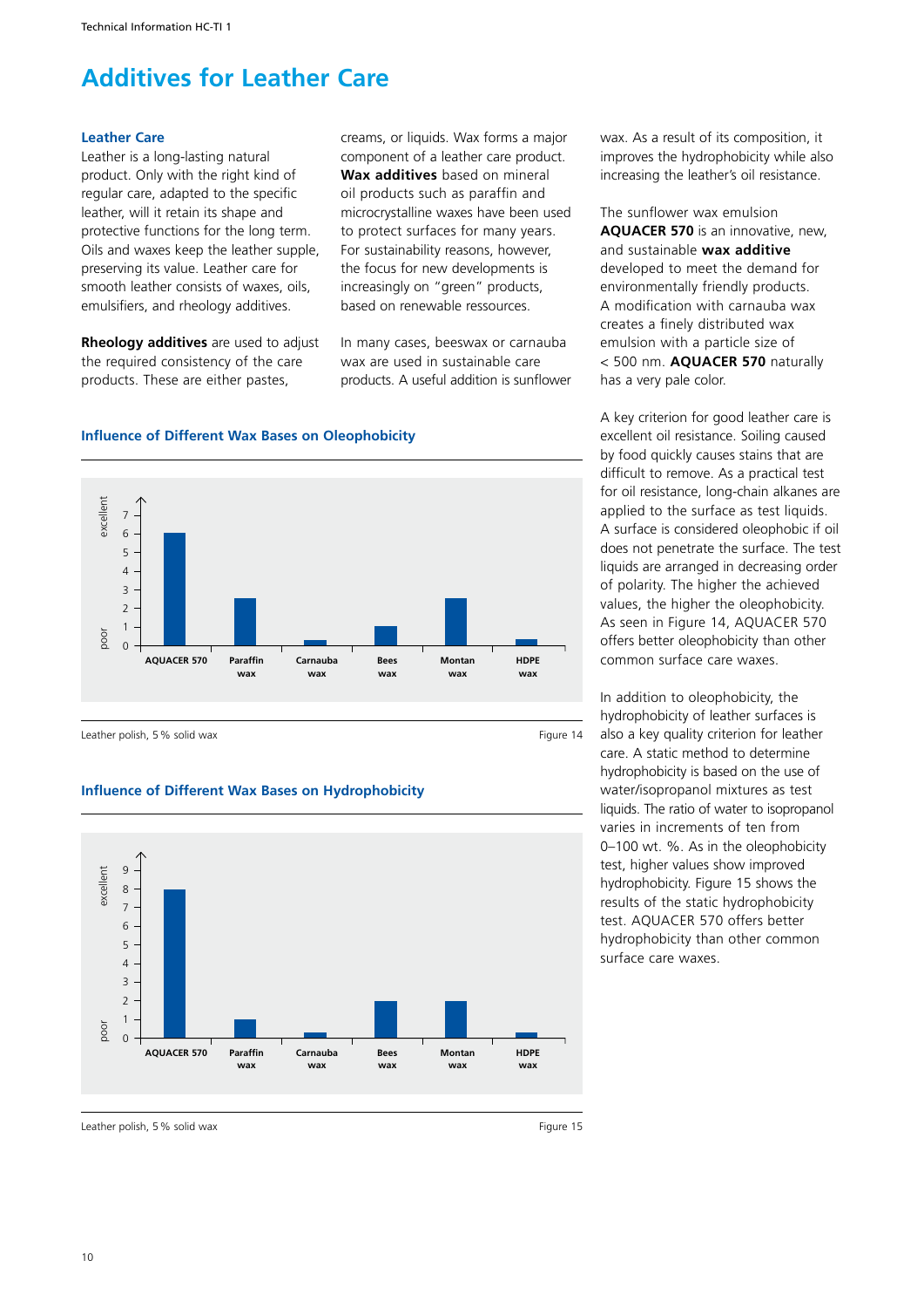# Additives for Leather Care

### Leather Care

Leather is a long-lasting natural product. Only with the right kind of regular care, adapted to the specific leather, will it retain its shape and protective functions for the long term. Oils and waxes keep the leather supple, preserving its value. Leather care for smooth leather consists of waxes, oils, emulsifiers, and rheology additives.

**Rheology additives** are used to adjust the required consistency of the care products. These are either pastes, creams, or liquids. Wax forms a major component of a leather care product. **Wax additives** based on mineral oil products such as paraffin and microcrystalline waxes have been used to protect surfaces for many years. For sustainability reasons, however, the focus for new developments is increasingly on "green" products, based on renewable ressources.

In many cases, beeswax or carnauba wax are used in sustainable care products. A useful addition is sunflower wax. As a result of its composition, it improves the hydrophobicity while also increasing the leather's oil resistance.

The sunflower wax emulsion **AQUACER 570** is an innovative, new, and sustainable **wax additive** developed to meet the demand for environmentally friendly products. A modification with carnauba wax creates a finely distributed wax emulsion with a particle size of < 500 nm. **AQUACER 570** naturally has a very pale color.

A key criterion for good leather care is excellent oil resistance. Soiling caused by food quickly causes stains that are difficult to remove. As a practical test for oil resistance, long-chain alkanes are applied to the surface as test liquids. A surface is considered oleophobic if oil does not penetrate the surface. The test liquids are arranged in decreasing order of polarity. The higher the achieved values, the higher the oleophobicity. As seen in Figure 14, AQUACER 570 offers better oleophobicity than other common surface care waxes.

In addition to oleophobicity, the hydrophobicity of leather surfaces is also a key quality criterion for leather care. A static method to determine hydrophobicity is based on the use of water/isopropanol mixtures as test liquids. The ratio of water to isopropanol varies in increments of ten from 0–100 wt. %. As in the oleophobicity test, higher values show improved hydrophobicity. Figure 15 shows the results of the static hydrophobicity test. AQUACER 570 offers better hydrophobicity than other common surface care waxes.

### Influence of Different Wax Bases on Oleophobicity

| Wax | Oleophobicity (0 = poor, 7 = excellent) |
|---|---|
| AQUACER 570 | 6 |
| Paraffin wax | 2.5 |
| Carnauba wax | 0.3 |
| Bees wax | 1 |
| Montan wax | 2.5 |
| HDPE wax | 0.3 |

Leather polish, 5 % solid wax

Figure 14

### Influence of Different Wax Bases on Hydrophobicity

| Wax | Hydrophobicity (0 = poor, 9 = excellent) |
|---|---|
| AQUACER 570 | 8 |
| Paraffin wax | 1 |
| Carnauba wax | 0.3 |
| Bees wax | 2 |
| Montan wax | 2 |
| HDPE wax | 0.3 |

Leather polish, 5 % solid wax

Figure 15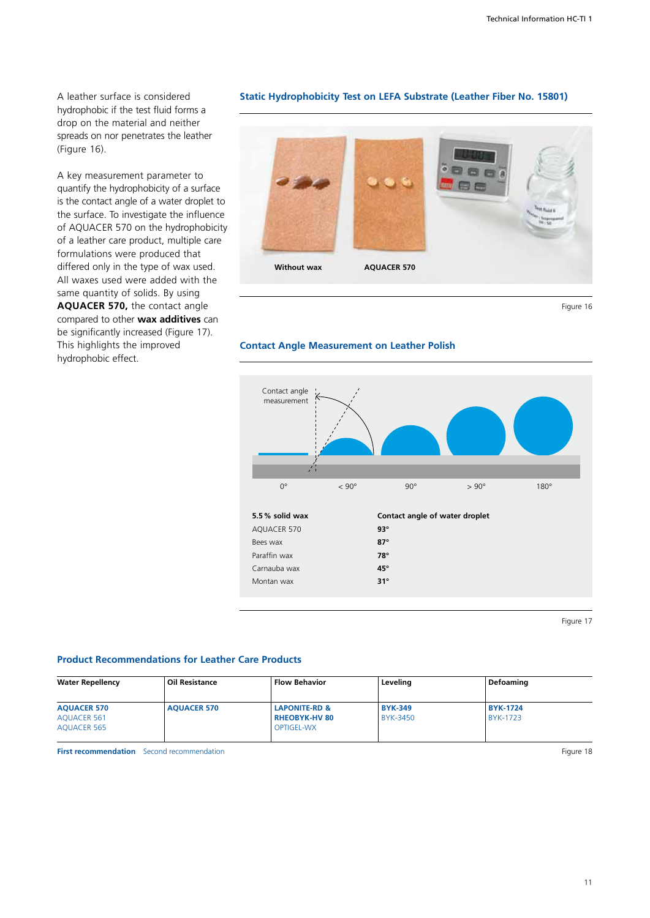A leather surface is considered hydrophobic if the test fluid forms a drop on the material and neither spreads on nor penetrates the leather (Figure 16).

A key measurement parameter to quantify the hydrophobicity of a surface is the contact angle of a water droplet to the surface. To investigate the influence of AQUACER 570 on the hydrophobicity of a leather care product, multiple care formulations were produced that differed only in the type of wax used. All waxes used were added with the same quantity of solids. By using **AQUACER 570,** the contact angle compared to other **wax additives** can be significantly increased (Figure 17). This highlights the improved hydrophobic effect.

### Static Hydrophobicity Test on LEFA Substrate (Leather Fiber No. 15801)

Without wax | AQUACER 570

Figure 16

### Contact Angle Measurement on Leather Polish

Contact angle measurement

0° | < 90° | 90° | > 90° | 180°

| 5.5 % solid wax | Contact angle of water droplet |
|---|---|
| AQUACER 570 | **93°** |
| Bees wax | **87°** |
| Paraffin wax | **78°** |
| Carnauba wax | **45°** |
| Montan wax | **31°** |

Figure 17

### Product Recommendations for Leather Care Products

| Water Repellency | Oil Resistance | Flow Behavior | Leveling | Defoaming |
|---|---|---|---|---|
| **AQUACER 570**<br>AQUACER 561<br>AQUACER 565 | **AQUACER 570** | **LAPONITE-RD & RHEOBYK-HV 80**<br>OPTIGEL-WX | **BYK-349**<br>BYK-3450 | **BYK-1724**<br>BYK-1723 |

**First recommendation** Second recommendation

Figure 18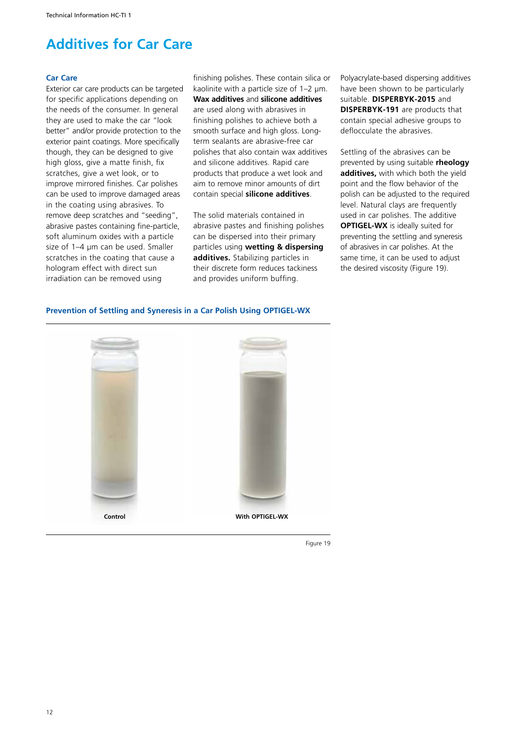# Additives for Car Care

## Car Care

Exterior car care products can be targeted for specific applications depending on the needs of the consumer. In general they are used to make the car "look better" and/or provide protection to the exterior paint coatings. More specifically though, they can be designed to give high gloss, give a matte finish, fix scratches, give a wet look, or to improve mirrored finishes. Car polishes can be used to improve damaged areas in the coating using abrasives. To remove deep scratches and "seeding", abrasive pastes containing fine-particle, soft aluminum oxides with a particle size of 1–4 µm can be used. Smaller scratches in the coating that cause a hologram effect with direct sun irradiation can be removed using finishing polishes. These contain silica or kaolinite with a particle size of 1–2 µm. **Wax additives** and **silicone additives** are used along with abrasives in finishing polishes to achieve both a smooth surface and high gloss. Long-term sealants are abrasive-free car polishes that also contain wax additives and silicone additives. Rapid care products that produce a wet look and aim to remove minor amounts of dirt contain special **silicone additives**.

The solid materials contained in abrasive pastes and finishing polishes can be dispersed into their primary particles using **wetting & dispersing additives.** Stabilizing particles in their discrete form reduces tackiness and provides uniform buffing.

Polyacrylate-based dispersing additives have been shown to be particularly suitable. **DISPERBYK-2015** and **DISPERBYK-191** are products that contain special adhesive groups to deflocculate the abrasives.

Settling of the abrasives can be prevented by using suitable **rheology additives,** with which both the yield point and the flow behavior of the polish can be adjusted to the required level. Natural clays are frequently used in car polishes. The additive **OPTIGEL-WX** is ideally suited for preventing the settling and syneresis of abrasives in car polishes. At the same time, it can be used to adjust the desired viscosity (Figure 19).

### Prevention of Settling and Syneresis in a Car Polish Using OPTIGEL-WX

Control | With OPTIGEL-WX

Figure 19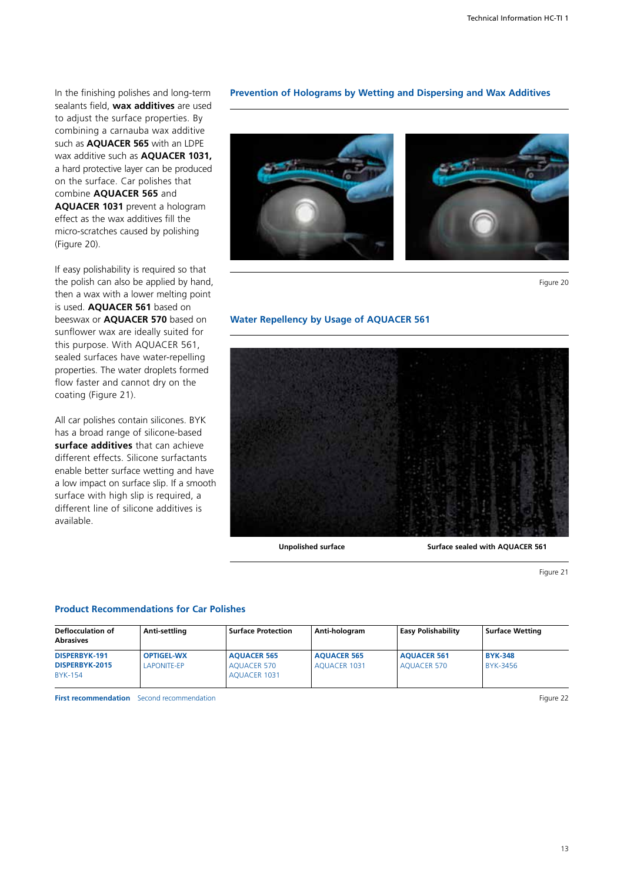In the finishing polishes and long-term sealants field, **wax additives** are used to adjust the surface properties. By combining a carnauba wax additive such as **AQUACER 565** with an LDPE wax additive such as **AQUACER 1031,** a hard protective layer can be produced on the surface. Car polishes that combine **AQUACER 565** and **AQUACER 1031** prevent a hologram effect as the wax additives fill the micro-scratches caused by polishing (Figure 20).

If easy polishability is required so that the polish can also be applied by hand, then a wax with a lower melting point is used. **AQUACER 561** based on beeswax or **AQUACER 570** based on sunflower wax are ideally suited for this purpose. With AQUACER 561, sealed surfaces have water-repelling properties. The water droplets formed flow faster and cannot dry on the coating (Figure 21).

All car polishes contain silicones. BYK has a broad range of silicone-based **surface additives** that can achieve different effects. Silicone surfactants enable better surface wetting and have a low impact on surface slip. If a smooth surface with high slip is required, a different line of silicone additives is available.

## Prevention of Holograms by Wetting and Dispersing and Wax Additives

Figure 20

## Water Repellency by Usage of AQUACER 561

**Unpolished surface** **Surface sealed with AQUACER 561**

Figure 21

## Product Recommendations for Car Polishes

| Deflocculation of Abrasives | Anti-settling | Surface Protection | Anti-hologram | Easy Polishability | Surface Wetting |
|---|---|---|---|---|---|
| **DISPERBYK-191**<br>**DISPERBYK-2015**<br>BYK-154 | **OPTIGEL-WX**<br>LAPONITE-EP | **AQUACER 565**<br>AQUACER 570<br>AQUACER 1031 | **AQUACER 565**<br>AQUACER 1031 | **AQUACER 561**<br>AQUACER 570 | **BYK-348**<br>BYK-3456 |

**First recommendation** Second recommendation

Figure 22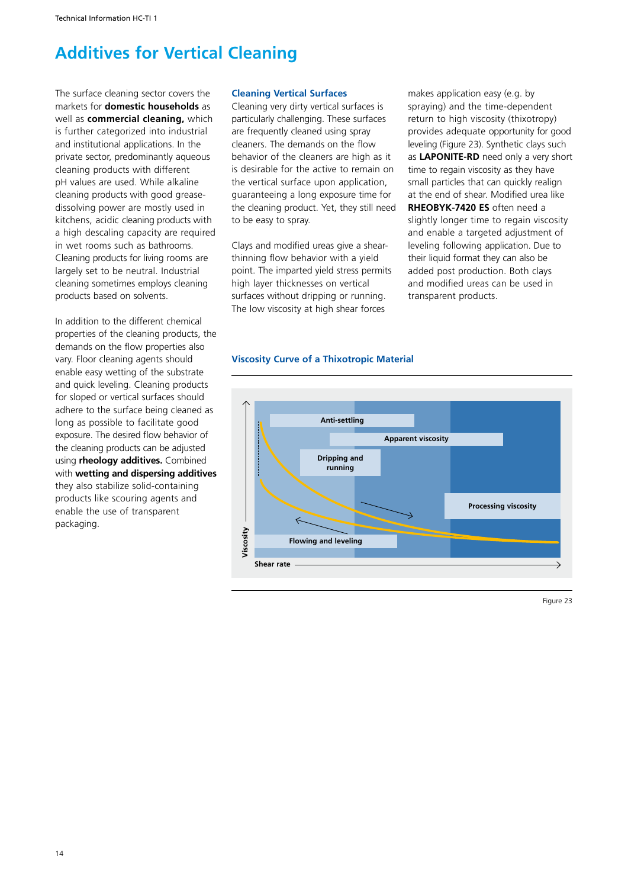# Additives for Vertical Cleaning

The surface cleaning sector covers the markets for **domestic households** as well as **commercial cleaning,** which is further categorized into industrial and institutional applications. In the private sector, predominantly aqueous cleaning products with different pH values are used. While alkaline cleaning products with good grease-dissolving power are mostly used in kitchens, acidic cleaning products with a high descaling capacity are required in wet rooms such as bathrooms. Cleaning products for living rooms are largely set to be neutral. Industrial cleaning sometimes employs cleaning products based on solvents.

In addition to the different chemical properties of the cleaning products, the demands on the flow properties also vary. Floor cleaning agents should enable easy wetting of the substrate and quick leveling. Cleaning products for sloped or vertical surfaces should adhere to the surface being cleaned as long as possible to facilitate good exposure. The desired flow behavior of the cleaning products can be adjusted using **rheology additives.** Combined with **wetting and dispersing additives** they also stabilize solid-containing products like scouring agents and enable the use of transparent packaging.

### Cleaning Vertical Surfaces

Cleaning very dirty vertical surfaces is particularly challenging. These surfaces are frequently cleaned using spray cleaners. The demands on the flow behavior of the cleaners are high as it is desirable for the active to remain on the vertical surface upon application, guaranteeing a long exposure time for the cleaning product. Yet, they still need to be easy to spray.

Clays and modified ureas give a shear-thinning flow behavior with a yield point. The imparted yield stress permits high layer thicknesses on vertical surfaces without dripping or running. The low viscosity at high shear forces makes application easy (e.g. by spraying) and the time-dependent return to high viscosity (thixotropy) provides adequate opportunity for good leveling (Figure 23). Synthetic clays such as **LAPONITE-RD** need only a very short time to regain viscosity as they have small particles that can quickly realign at the end of shear. Modified urea like **RHEOBYK-7420 ES** often need a slightly longer time to regain viscosity and enable a targeted adjustment of leveling following application. Due to their liquid format they can also be added post production. Both clays and modified ureas can be used in transparent products.

### Viscosity Curve of a Thixotropic Material

Anti-settling

Apparent viscosity

Dripping and running

Processing viscosity

Flowing and leveling

Viscosity

Shear rate

Figure 23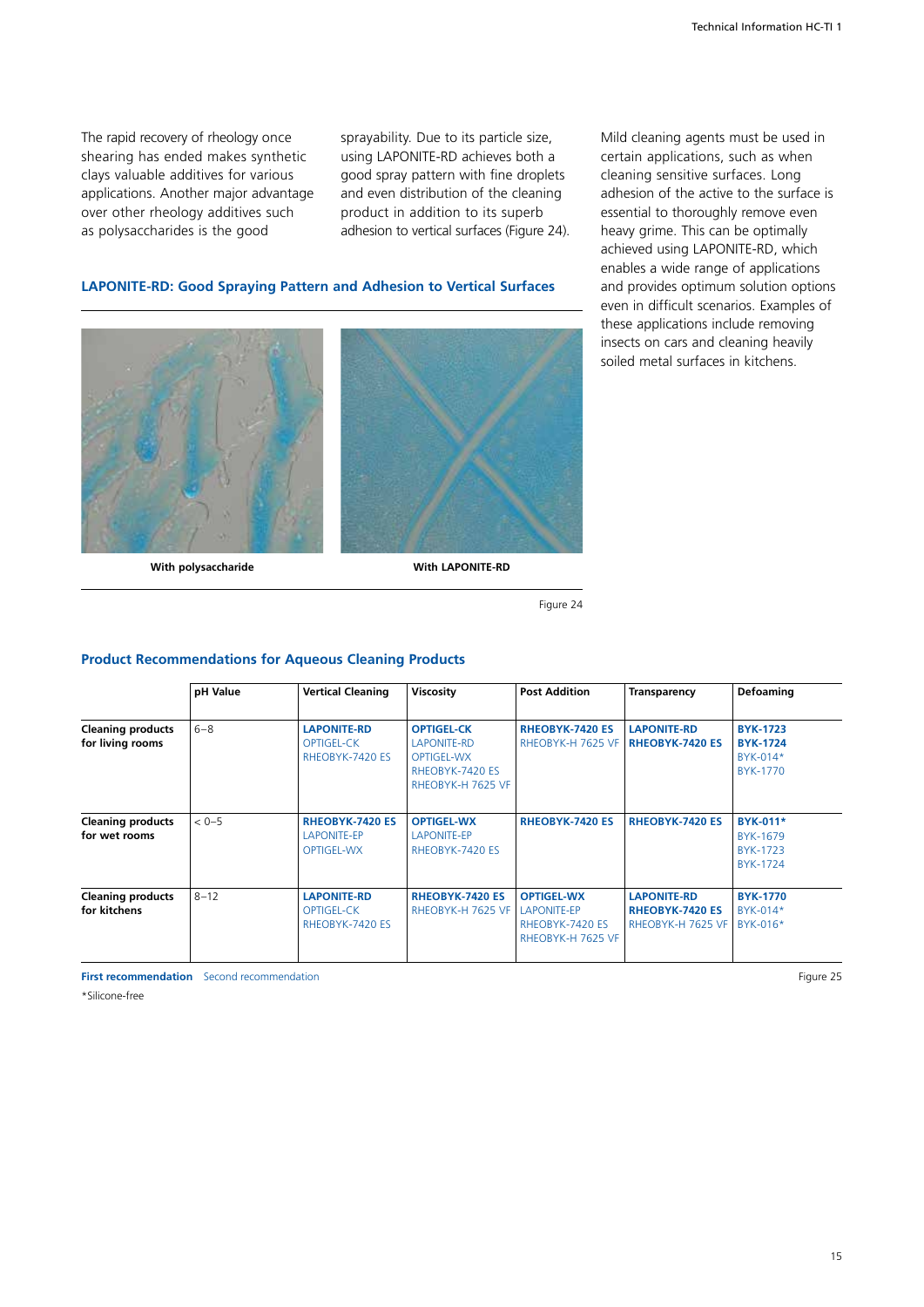The rapid recovery of rheology once shearing has ended makes synthetic clays valuable additives for various applications. Another major advantage over other rheology additives such as polysaccharides is the good sprayability. Due to its particle size, using LAPONITE-RD achieves both a good spray pattern with fine droplets and even distribution of the cleaning product in addition to its superb adhesion to vertical surfaces (Figure 24).

Mild cleaning agents must be used in certain applications, such as when cleaning sensitive surfaces. Long adhesion of the active to the surface is essential to thoroughly remove even heavy grime. This can be optimally achieved using LAPONITE-RD, which enables a wide range of applications and provides optimum solution options even in difficult scenarios. Examples of these applications include removing insects on cars and cleaning heavily soiled metal surfaces in kitchens.

### LAPONITE-RD: Good Spraying Pattern and Adhesion to Vertical Surfaces

**With polysaccharide** | **With LAPONITE-RD**

Figure 24

### Product Recommendations for Aqueous Cleaning Products

| | pH Value | Vertical Cleaning | Viscosity | Post Addition | Transparency | Defoaming |
|---|---|---|---|---|---|---|
| **Cleaning products for living rooms** | 6–8 | **LAPONITE-RD**<br>OPTIGEL-CK<br>RHEOBYK-7420 ES | **OPTIGEL-CK**<br>LAPONITE-RD<br>OPTIGEL-WX<br>RHEOBYK-7420 ES<br>RHEOBYK-H 7625 VF | **RHEOBYK-7420 ES**<br>RHEOBYK-H 7625 VF | **LAPONITE-RD**<br>**RHEOBYK-7420 ES** | **BYK-1723**<br>**BYK-1724**<br>BYK-014*<br>BYK-1770 |
| **Cleaning products for wet rooms** | < 0–5 | **RHEOBYK-7420 ES**<br>LAPONITE-EP<br>OPTIGEL-WX | **OPTIGEL-WX**<br>LAPONITE-EP<br>RHEOBYK-7420 ES | **RHEOBYK-7420 ES** | **RHEOBYK-7420 ES** | **BYK-011***<br>BYK-1679<br>BYK-1723<br>BYK-1724 |
| **Cleaning products for kitchens** | 8–12 | **LAPONITE-RD**<br>OPTIGEL-CK<br>RHEOBYK-7420 ES | **RHEOBYK-7420 ES**<br>RHEOBYK-H 7625 VF | **OPTIGEL-WX**<br>LAPONITE-EP<br>RHEOBYK-7420 ES<br>RHEOBYK-H 7625 VF | **LAPONITE-RD**<br>**RHEOBYK-7420 ES**<br>RHEOBYK-H 7625 VF | **BYK-1770**<br>BYK-014*<br>BYK-016* |

**First recommendation** Second recommendation

Figure 25

*Silicone-free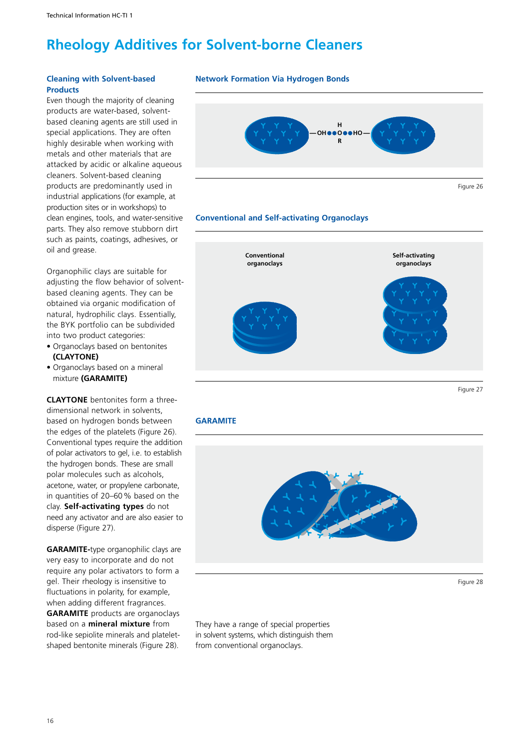# Rheology Additives for Solvent-borne Cleaners

## Cleaning with Solvent-based Products

Even though the majority of cleaning products are water-based, solvent-based cleaning agents are still used in special applications. They are often highly desirable when working with metals and other materials that are attacked by acidic or alkaline aqueous cleaners. Solvent-based cleaning products are predominantly used in industrial applications (for example, at production sites or in workshops) to clean engines, tools, and water-sensitive parts. They also remove stubborn dirt such as paints, coatings, adhesives, or oil and grease.

Organophilic clays are suitable for adjusting the flow behavior of solvent-based cleaning agents. They can be obtained via organic modification of natural, hydrophilic clays. Essentially, the BYK portfolio can be subdivided into two product categories:

- Organoclays based on bentonites **(CLAYTONE)**
- Organoclays based on a mineral mixture **(GARAMITE)**

**CLAYTONE** bentonites form a three-dimensional network in solvents, based on hydrogen bonds between the edges of the platelets (Figure 26). Conventional types require the addition of polar activators to gel, i.e. to establish the hydrogen bonds. These are small polar molecules such as alcohols, acetone, water, or propylene carbonate, in quantities of 20–60 % based on the clay. **Self-activating types** do not need any activator and are also easier to disperse (Figure 27).

**GARAMITE-**type organophilic clays are very easy to incorporate and do not require any polar activators to form a gel. Their rheology is insensitive to fluctuations in polarity, for example, when adding different fragrances. **GARAMITE** products are organoclays based on a **mineral mixture** from rod-like sepiolite minerals and platelet-shaped bentonite minerals (Figure 28).

### Network Formation Via Hydrogen Bonds

Figure 26

### Conventional and Self-activating Organoclays

Conventional organoclays | Self-activating organoclays

Figure 27

### GARAMITE

Figure 28

They have a range of special properties in solvent systems, which distinguish them from conventional organoclays.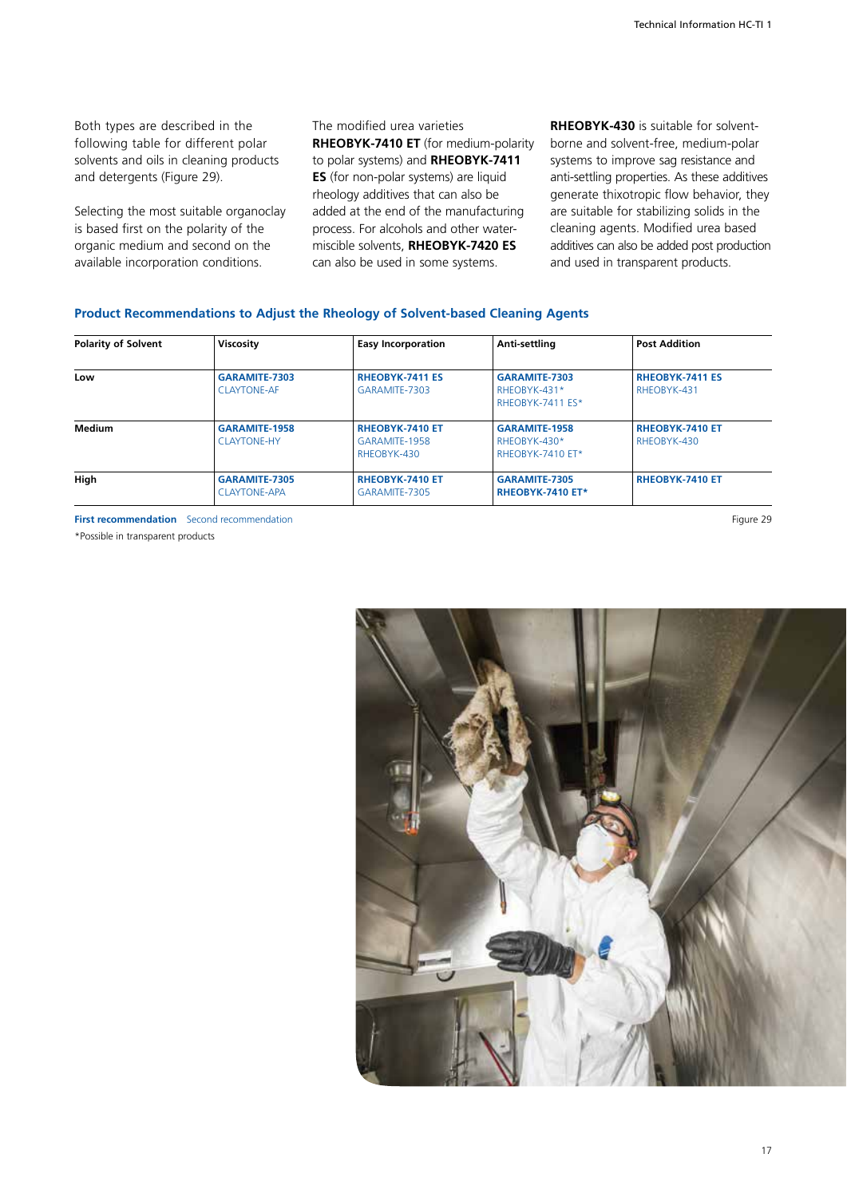Both types are described in the following table for different polar solvents and oils in cleaning products and detergents (Figure 29).

Selecting the most suitable organoclay is based first on the polarity of the organic medium and second on the available incorporation conditions.

The modified urea varieties **RHEOBYK-7410 ET** (for medium-polarity to polar systems) and **RHEOBYK-7411 ES** (for non-polar systems) are liquid rheology additives that can also be added at the end of the manufacturing process. For alcohols and other water-miscible solvents, **RHEOBYK-7420 ES** can also be used in some systems.

**RHEOBYK-430** is suitable for solvent-borne and solvent-free, medium-polar systems to improve sag resistance and anti-settling properties. As these additives generate thixotropic flow behavior, they are suitable for stabilizing solids in the cleaning agents. Modified urea based additives can also be added post production and used in transparent products.

## Product Recommendations to Adjust the Rheology of Solvent-based Cleaning Agents

| Polarity of Solvent | Viscosity | Easy Incorporation | Anti-settling | Post Addition |
|---|---|---|---|---|
| **Low** | **GARAMITE-7303**<br>CLAYTONE-AF | **RHEOBYK-7411 ES**<br>GARAMITE-7303 | **GARAMITE-7303**<br>RHEOBYK-431*<br>RHEOBYK-7411 ES* | **RHEOBYK-7411 ES**<br>RHEOBYK-431 |
| **Medium** | **GARAMITE-1958**<br>CLAYTONE-HY | **RHEOBYK-7410 ET**<br>GARAMITE-1958<br>RHEOBYK-430 | **GARAMITE-1958**<br>RHEOBYK-430*<br>RHEOBYK-7410 ET* | **RHEOBYK-7410 ET**<br>RHEOBYK-430 |
| **High** | **GARAMITE-7305**<br>CLAYTONE-APA | **RHEOBYK-7410 ET**<br>GARAMITE-7305 | **GARAMITE-7305**<br>**RHEOBYK-7410 ET*** | **RHEOBYK-7410 ET** |

**First recommendation** Second recommendation

*Possible in transparent products

Figure 29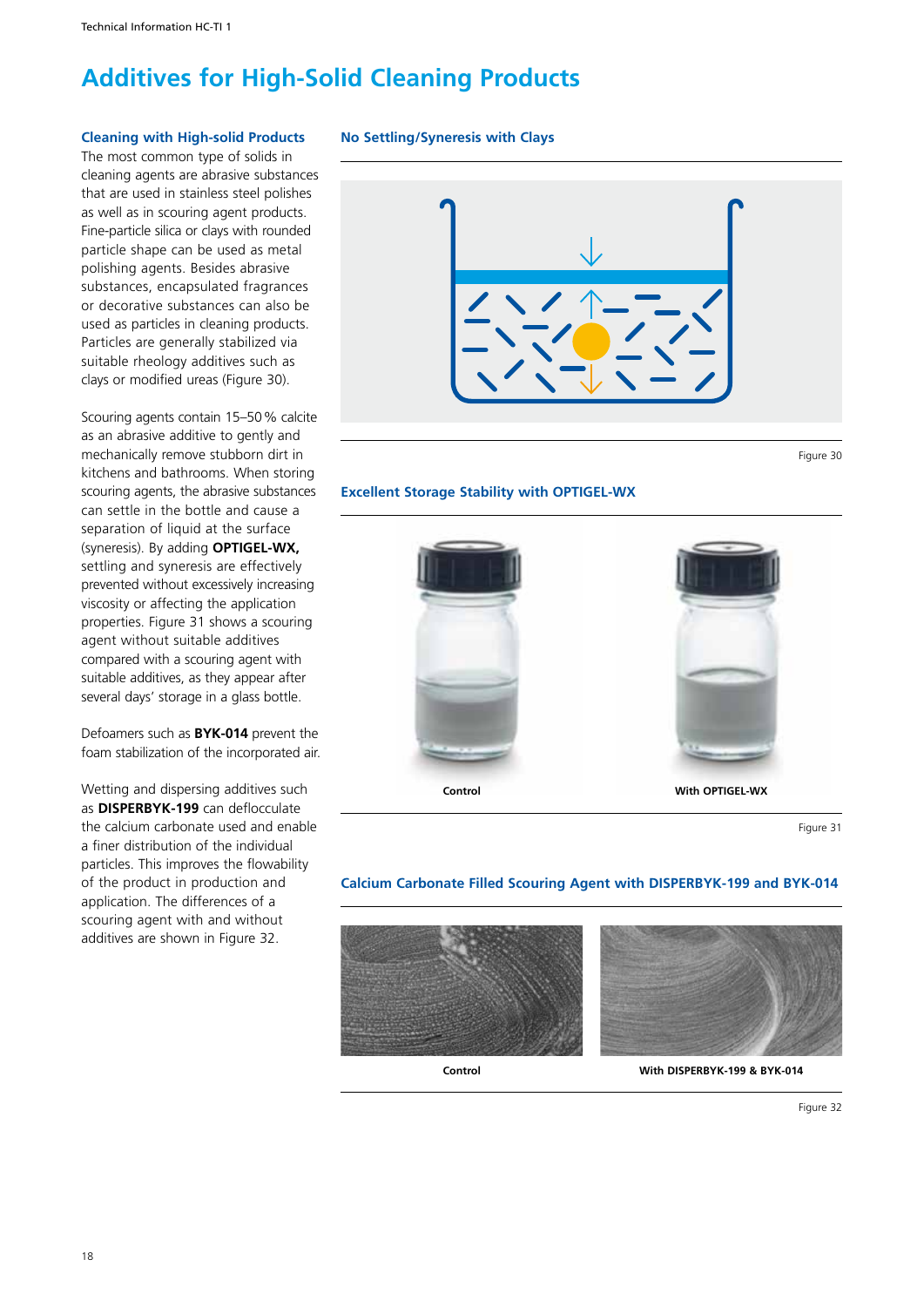# Additives for High-Solid Cleaning Products

### Cleaning with High-solid Products

The most common type of solids in cleaning agents are abrasive substances that are used in stainless steel polishes as well as in scouring agent products. Fine-particle silica or clays with rounded particle shape can be used as metal polishing agents. Besides abrasive substances, encapsulated fragrances or decorative substances can also be used as particles in cleaning products. Particles are generally stabilized via suitable rheology additives such as clays or modified ureas (Figure 30).

Scouring agents contain 15–50 % calcite as an abrasive additive to gently and mechanically remove stubborn dirt in kitchens and bathrooms. When storing scouring agents, the abrasive substances can settle in the bottle and cause a separation of liquid at the surface (syneresis). By adding **OPTIGEL-WX,** settling and syneresis are effectively prevented without excessively increasing viscosity or affecting the application properties. Figure 31 shows a scouring agent without suitable additives compared with a scouring agent with suitable additives, as they appear after several days' storage in a glass bottle.

Defoamers such as **BYK-014** prevent the foam stabilization of the incorporated air.

Wetting and dispersing additives such as **DISPERBYK-199** can deflocculate the calcium carbonate used and enable a finer distribution of the individual particles. This improves the flowability of the product in production and application. The differences of a scouring agent with and without additives are shown in Figure 32.

### No Settling/Syneresis with Clays

Figure 30

### Excellent Storage Stability with OPTIGEL-WX

Control

With OPTIGEL-WX

Figure 31

### Calcium Carbonate Filled Scouring Agent with DISPERBYK-199 and BYK-014

Control

With DISPERBYK-199 & BYK-014

Figure 32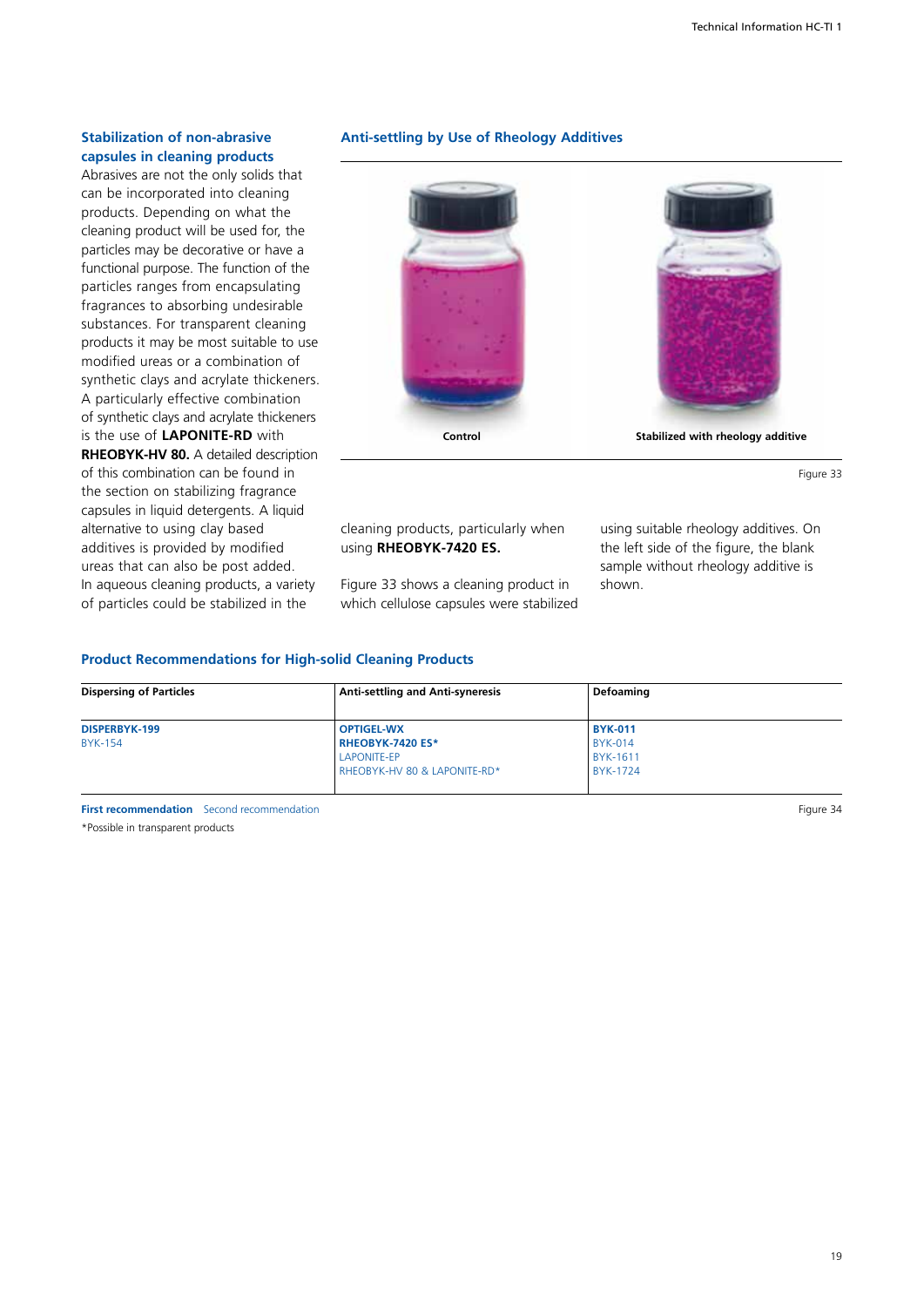### Stabilization of non-abrasive capsules in cleaning products

Abrasives are not the only solids that can be incorporated into cleaning products. Depending on what the cleaning product will be used for, the particles may be decorative or have a functional purpose. The function of the particles ranges from encapsulating fragrances to absorbing undesirable substances. For transparent cleaning products it may be most suitable to use modified ureas or a combination of synthetic clays and acrylate thickeners. A particularly effective combination of synthetic clays and acrylate thickeners is the use of **LAPONITE-RD** with **RHEOBYK-HV 80.** A detailed description of this combination can be found in the section on stabilizing fragrance capsules in liquid detergents. A liquid alternative to using clay based additives is provided by modified ureas that can also be post added. In aqueous cleaning products, a variety of particles could be stabilized in the cleaning products, particularly when using **RHEOBYK-7420 ES.**

Figure 33 shows a cleaning product in which cellulose capsules were stabilized using suitable rheology additives. On the left side of the figure, the blank sample without rheology additive is shown.

### Anti-settling by Use of Rheology Additives

**Control** | **Stabilized with rheology additive**

Figure 33

### Product Recommendations for High-solid Cleaning Products

| Dispersing of Particles | Anti-settling and Anti-syneresis | Defoaming |
|---|---|---|
| **DISPERBYK-199** | **OPTIGEL-WX** | **BYK-011** |
| BYK-154 | **RHEOBYK-7420 ES*** | BYK-014 |
| | LAPONITE-EP | BYK-1611 |
| | RHEOBYK-HV 80 & LAPONITE-RD* | BYK-1724 |

**First recommendation** Second recommendation

*Possible in transparent products

Figure 34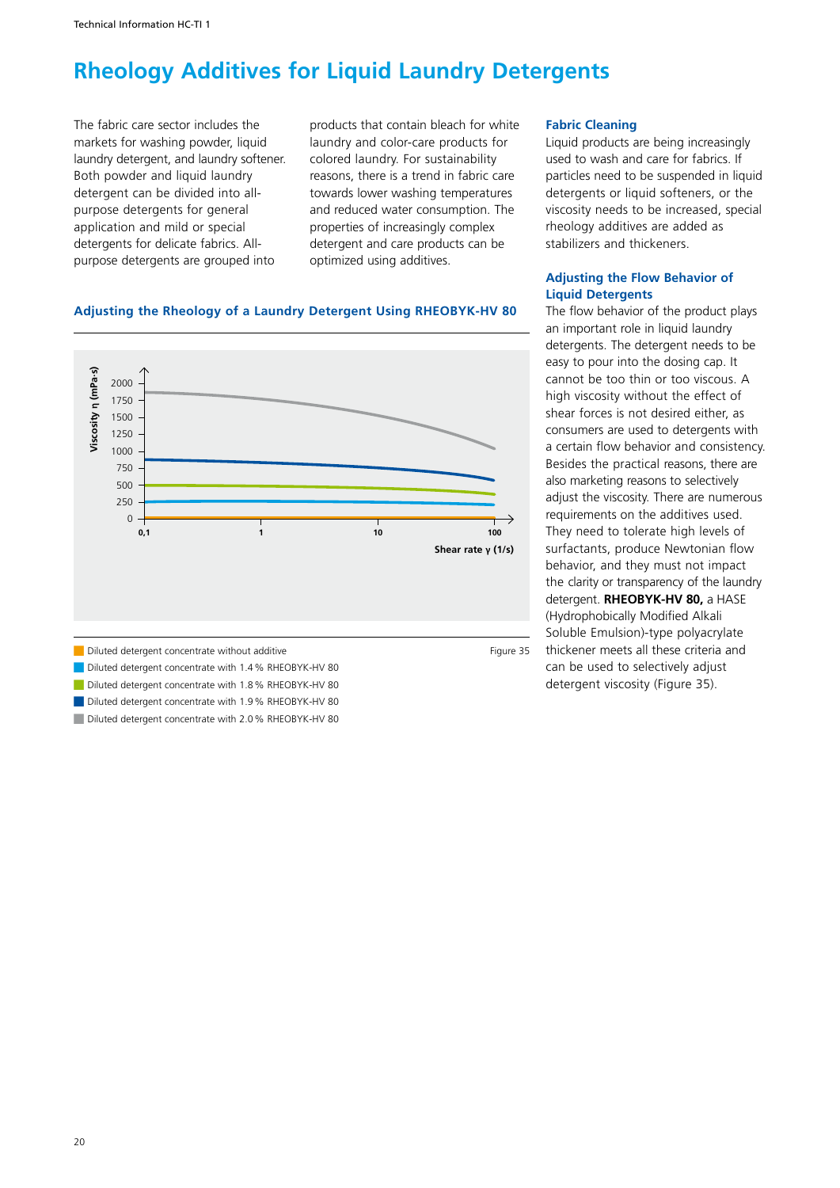# Rheology Additives for Liquid Laundry Detergents

The fabric care sector includes the markets for washing powder, liquid laundry detergent, and laundry softener. Both powder and liquid laundry detergent can be divided into all-purpose detergents for general application and mild or special detergents for delicate fabrics. All-purpose detergents are grouped into products that contain bleach for white laundry and color-care products for colored laundry. For sustainability reasons, there is a trend in fabric care towards lower washing temperatures and reduced water consumption. The properties of increasingly complex detergent and care products can be optimized using additives.

### Adjusting the Rheology of a Laundry Detergent Using RHEOBYK-HV 80

Viscosity η (mPa·s)

Shear rate γ (1/s)

- Diluted detergent concentrate without additive
- Diluted detergent concentrate with 1.4 % RHEOBYK-HV 80
- Diluted detergent concentrate with 1.8 % RHEOBYK-HV 80
- Diluted detergent concentrate with 1.9 % RHEOBYK-HV 80
- Diluted detergent concentrate with 2.0 % RHEOBYK-HV 80

Figure 35

## Fabric Cleaning

Liquid products are being increasingly used to wash and care for fabrics. If particles need to be suspended in liquid detergents or liquid softeners, or the viscosity needs to be increased, special rheology additives are added as stabilizers and thickeners.

## Adjusting the Flow Behavior of Liquid Detergents

The flow behavior of the product plays an important role in liquid laundry detergents. The detergent needs to be easy to pour into the dosing cap. It cannot be too thin or too viscous. A high viscosity without the effect of shear forces is not desired either, as consumers are used to detergents with a certain flow behavior and consistency. Besides the practical reasons, there are also marketing reasons to selectively adjust the viscosity. There are numerous requirements on the additives used. They need to tolerate high levels of surfactants, produce Newtonian flow behavior, and they must not impact the clarity or transparency of the laundry detergent. **RHEOBYK-HV 80,** a HASE (Hydrophobically Modified Alkali Soluble Emulsion)-type polyacrylate thickener meets all these criteria and can be used to selectively adjust detergent viscosity (Figure 35).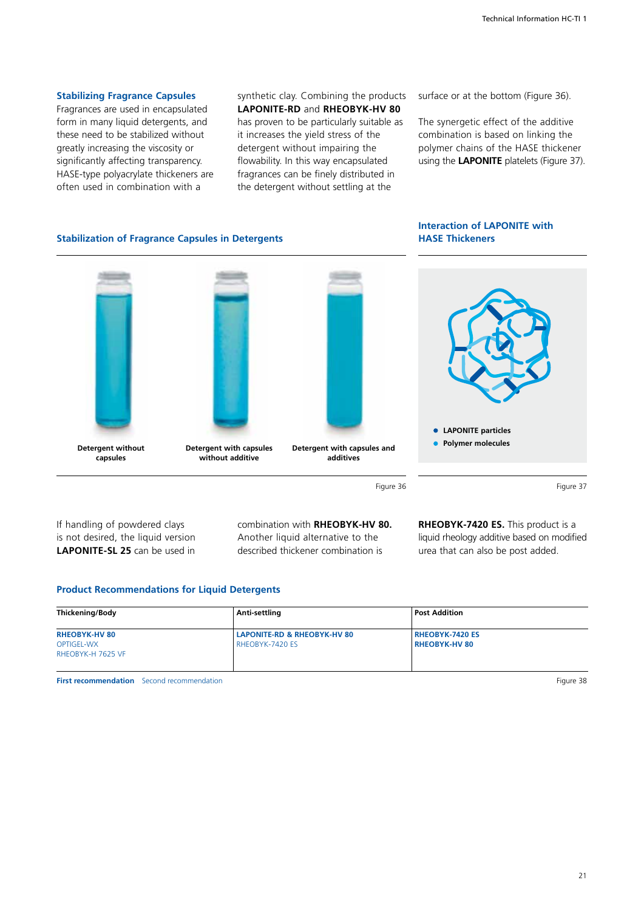### Stabilizing Fragrance Capsules

Fragrances are used in encapsulated form in many liquid detergents, and these need to be stabilized without greatly increasing the viscosity or significantly affecting transparency. HASE-type polyacrylate thickeners are often used in combination with a synthetic clay. Combining the products **LAPONITE-RD** and **RHEOBYK-HV 80** has proven to be particularly suitable as it increases the yield stress of the detergent without impairing the flowability. In this way encapsulated fragrances can be finely distributed in the detergent without settling at the surface or at the bottom (Figure 36).

The synergetic effect of the additive combination is based on linking the polymer chains of the HASE thickener using the **LAPONITE** platelets (Figure 37).

#### Stabilization of Fragrance Capsules in Detergents

**Detergent without capsules** | **Detergent with capsules without additive** | **Detergent with capsules and additives**

Figure 36

#### Interaction of LAPONITE with HASE Thickeners

- **LAPONITE particles**
- **Polymer molecules**

Figure 37

If handling of powdered clays is not desired, the liquid version **LAPONITE-SL 25** can be used in combination with **RHEOBYK-HV 80.** Another liquid alternative to the described thickener combination is **RHEOBYK-7420 ES.** This product is a liquid rheology additive based on modified urea that can also be post added.

#### Product Recommendations for Liquid Detergents

| Thickening/Body | Anti-settling | Post Addition |
|---|---|---|
| **RHEOBYK-HV 80**<br>OPTIGEL-WX<br>RHEOBYK-H 7625 VF | **LAPONITE-RD & RHEOBYK-HV 80**<br>RHEOBYK-7420 ES | **RHEOBYK-7420 ES**<br>**RHEOBYK-HV 80** |

**First recommendation** Second recommendation

Figure 38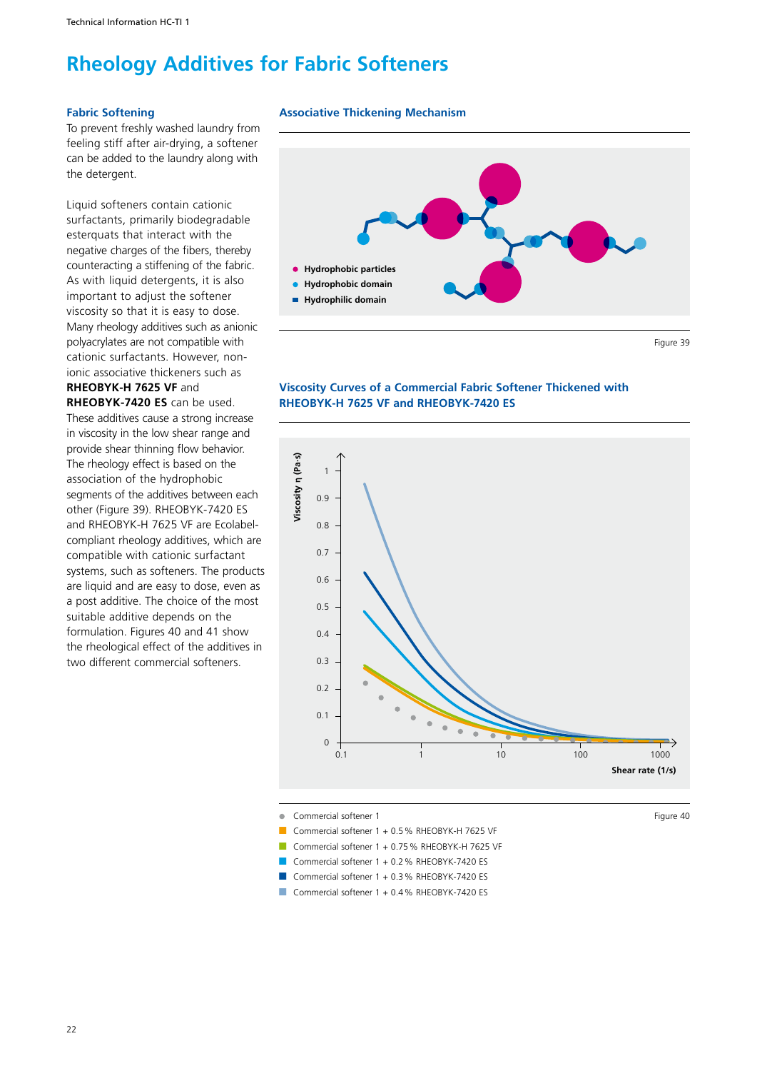# Rheology Additives for Fabric Softeners

## Fabric Softening

To prevent freshly washed laundry from feeling stiff after air-drying, a softener can be added to the laundry along with the detergent.

Liquid softeners contain cationic surfactants, primarily biodegradable esterquats that interact with the negative charges of the fibers, thereby counteracting a stiffening of the fabric. As with liquid detergents, it is also important to adjust the softener viscosity so that it is easy to dose. Many rheology additives such as anionic polyacrylates are not compatible with cationic surfactants. However, non-ionic associative thickeners such as **RHEOBYK-H 7625 VF** and **RHEOBYK-7420 ES** can be used. These additives cause a strong increase in viscosity in the low shear range and provide shear thinning flow behavior. The rheology effect is based on the association of the hydrophobic segments of the additives between each other (Figure 39). RHEOBYK-7420 ES and RHEOBYK-H 7625 VF are Ecolabel-compliant rheology additives, which are compatible with cationic surfactant systems, such as softeners. The products are liquid and are easy to dose, even as a post additive. The choice of the most suitable additive depends on the formulation. Figures 40 and 41 show the rheological effect of the additives in two different commercial softeners.

### Associative Thickening Mechanism

- Hydrophobic particles
- Hydrophobic domain
- Hydrophilic domain

Figure 39

### Viscosity Curves of a Commercial Fabric Softener Thickened with RHEOBYK-H 7625 VF and RHEOBYK-7420 ES

Viscosity η (Pa·s)

Shear rate (1/s)

- Commercial softener 1
- Commercial softener 1 + 0.5 % RHEOBYK-H 7625 VF
- Commercial softener 1 + 0.75 % RHEOBYK-H 7625 VF
- Commercial softener 1 + 0.2 % RHEOBYK-7420 ES
- Commercial softener 1 + 0.3 % RHEOBYK-7420 ES
- Commercial softener 1 + 0.4 % RHEOBYK-7420 ES

Figure 40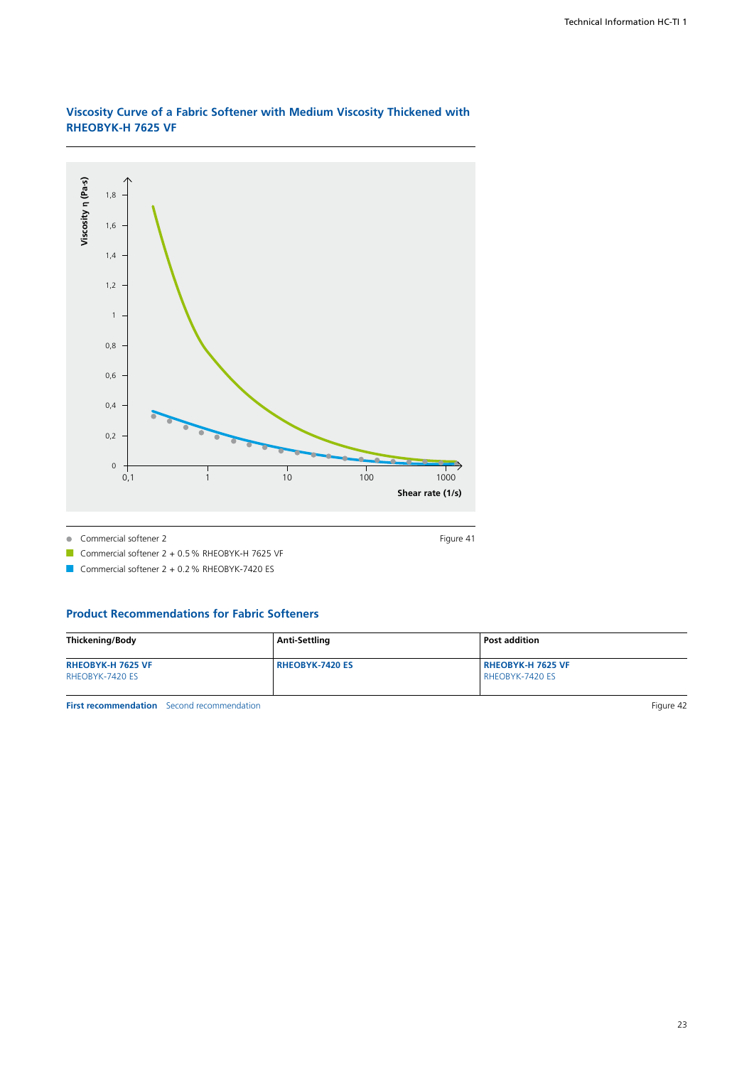## Viscosity Curve of a Fabric Softener with Medium Viscosity Thickened with RHEOBYK-H 7625 VF

Viscosity η (Pa·s)

1,8
1,6
1,4
1,2
1
0,8
0,6
0,4
0,2
0

0,1 1 10 100 1000

Shear rate (1/s)

- Commercial softener 2
- Commercial softener 2 + 0.5 % RHEOBYK-H 7625 VF
- Commercial softener 2 + 0.2 % RHEOBYK-7420 ES

Figure 41

## Product Recommendations for Fabric Softeners

| Thickening/Body | Anti-Settling | Post addition |
| --- | --- | --- |
| **RHEOBYK-H 7625 VF**<br>RHEOBYK-7420 ES | **RHEOBYK-7420 ES** | **RHEOBYK-H 7625 VF**<br>RHEOBYK-7420 ES |

**First recommendation** Second recommendation

Figure 42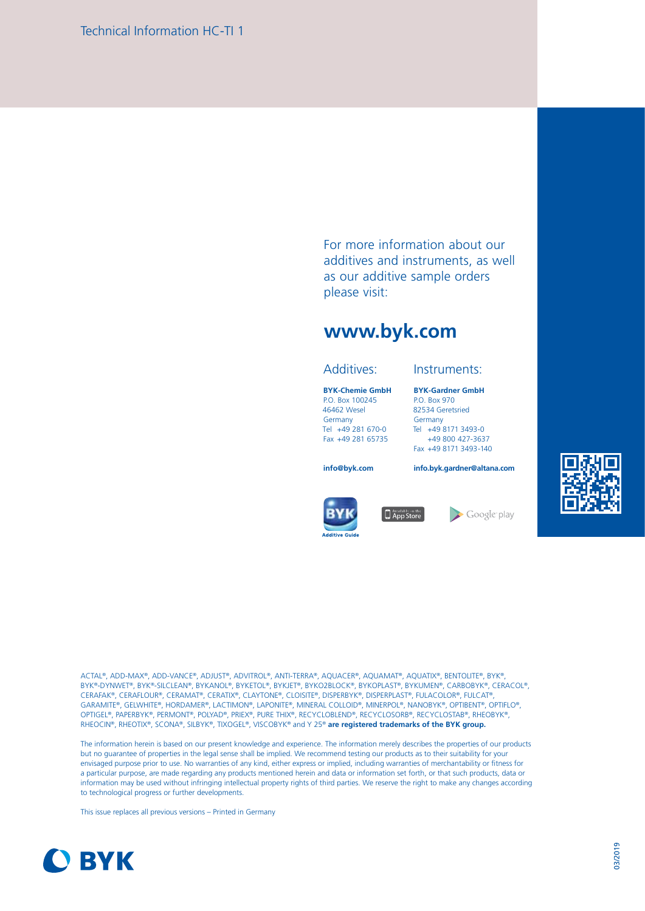Technical Information HC-TI 1

For more information about our additives and instruments, as well as our additive sample orders please visit:

## www.byk.com

| Additives: | Instruments: |
|---|---|
| **BYK-Chemie GmbH**<br>P.O. Box 100245<br>46462 Wesel<br>Germany<br>Tel +49 281 670-0<br>Fax +49 281 65735 | **BYK-Gardner GmbH**<br>P.O. Box 970<br>82534 Geretsried<br>Germany<br>Tel +49 8171 3493-0<br>+49 800 427-3637<br>Fax +49 8171 3493-140 |
| **info@byk.com** | **info.byk.gardner@altana.com** |

BYK Additive Guide

Available on the App Store

Google play

ACTAL®, ADD-MAX®, ADD-VANCE®, ADJUST®, ADVITROL®, ANTI-TERRA®, AQUACER®, AQUAMAT®, AQUATIX®, BENTOLITE®, BYK®, BYK®-DYNWET®, BYK®-SILCLEAN®, BYKANOL®, BYKETOL®, BYKJET®, BYKO2BLOCK®, BYKOPLAST®, BYKUMEN®, CARBOBYK®, CERACOL®, CERAFAK®, CERAFLOUR®, CERAMAT®, CERATIX®, CLAYTONE®, CLOISITE®, DISPERBYK®, DISPERPLAST®, FULACOLOR®, FULCAT®, GARAMITE®, GELWHITE®, HORDAMER®, LACTIMON®, LAPONITE®, MINERAL COLLOID®, MINERPOL®, NANOBYK®, OPTIBENT®, OPTIFLO®, OPTIGEL®, PAPERBYK®, PERMONT®, POLYAD®, PRIEX®, PURE THIX®, RECYCLOBLEND®, RECYCLOSORB®, RECYCLOSTAB®, RHEOBYK®, RHEOCIN®, RHEOTIX®, SCONA®, SILBYK®, TIXOGEL®, VISCOBYK® and Y 25® **are registered trademarks of the BYK group.**

The information herein is based on our present knowledge and experience. The information merely describes the properties of our products but no guarantee of properties in the legal sense shall be implied. We recommend testing our products as to their suitability for your envisaged purpose prior to use. No warranties of any kind, either express or implied, including warranties of merchantability or fitness for a particular purpose, are made regarding any products mentioned herein and data or information set forth, or that such products, data or information may be used without infringing intellectual property rights of third parties. We reserve the right to make any changes according to technological progress or further developments.

This issue replaces all previous versions – Printed in Germany

BYK

03/2019